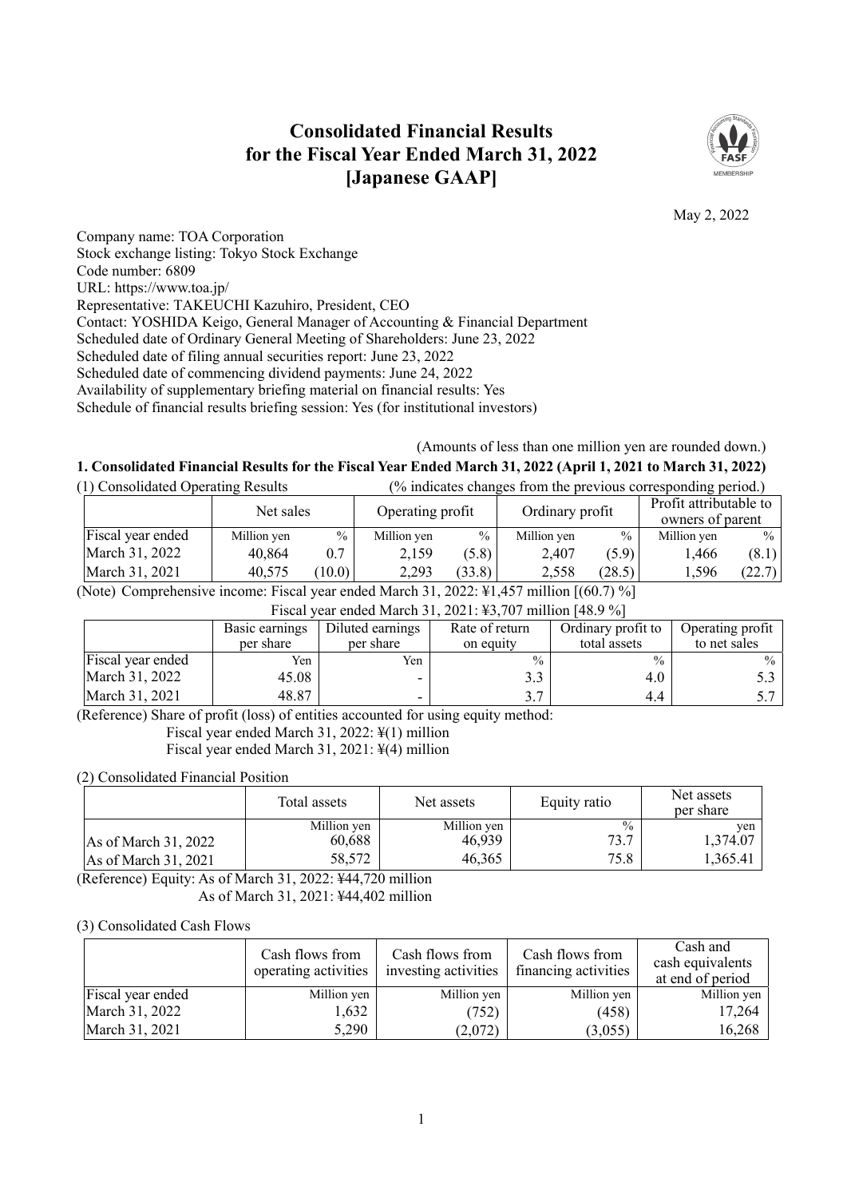# Consolidated Financial Results for the Fiscal Year Ended March 31, 2022 [Japanese GAAP]

May 2, 2022

Company name: TOA Corporation
Stock exchange listing: Tokyo Stock Exchange
Code number: 6809
URL: https://www.toa.jp/
Representative: TAKEUCHI Kazuhiro, President, CEO
Contact: YOSHIDA Keigo, General Manager of Accounting & Financial Department
Scheduled date of Ordinary General Meeting of Shareholders: June 23, 2022
Scheduled date of filing annual securities report: June 23, 2022
Scheduled date of commencing dividend payments: June 24, 2022
Availability of supplementary briefing material on financial results: Yes
Schedule of financial results briefing session: Yes (for institutional investors)

(Amounts of less than one million yen are rounded down.)

## 1. Consolidated Financial Results for the Fiscal Year Ended March 31, 2022 (April 1, 2021 to March 31, 2022)

(1) Consolidated Operating Results (% indicates changes from the previous corresponding period.)

| | Net sales | | Operating profit | | Ordinary profit | | Profit attributable to owners of parent | |
|---|---|---|---|---|---|---|---|---|
| Fiscal year ended | Million yen | % | Million yen | % | Million yen | % | Million yen | % |
| March 31, 2022 | 40,864 | 0.7 | 2,159 | (5.8) | 2,407 | (5.9) | 1,466 | (8.1) |
| March 31, 2021 | 40,575 | (10.0) | 2,293 | (33.8) | 2,558 | (28.5) | 1,596 | (22.7) |

(Note) Comprehensive income: Fiscal year ended March 31, 2022: ¥1,457 million [(60.7) %]
Fiscal year ended March 31, 2021: ¥3,707 million [48.9 %]

| | Basic earnings per share | Diluted earnings per share | Rate of return on equity | Ordinary profit to total assets | Operating profit to net sales |
|---|---|---|---|---|---|
| Fiscal year ended | Yen | Yen | % | % | % |
| March 31, 2022 | 45.08 | - | 3.3 | 4.0 | 5.3 |
| March 31, 2021 | 48.87 | - | 3.7 | 4.4 | 5.7 |

(Reference) Share of profit (loss) of entities accounted for using equity method:
Fiscal year ended March 31, 2022: ¥(1) million
Fiscal year ended March 31, 2021: ¥(4) million

(2) Consolidated Financial Position

| | Total assets | Net assets | Equity ratio | Net assets per share |
|---|---|---|---|---|
| | Million yen | Million yen | % | yen |
| As of March 31, 2022 | 60,688 | 46,939 | 73.7 | 1,374.07 |
| As of March 31, 2021 | 58,572 | 46,365 | 75.8 | 1,365.41 |

(Reference) Equity: As of March 31, 2022: ¥44,720 million
As of March 31, 2021: ¥44,402 million

(3) Consolidated Cash Flows

| | Cash flows from operating activities | Cash flows from investing activities | Cash flows from financing activities | Cash and cash equivalents at end of period |
|---|---|---|---|---|
| Fiscal year ended | Million yen | Million yen | Million yen | Million yen |
| March 31, 2022 | 1,632 | (752) | (458) | 17,264 |
| March 31, 2021 | 5,290 | (2,072) | (3,055) | 16,268 |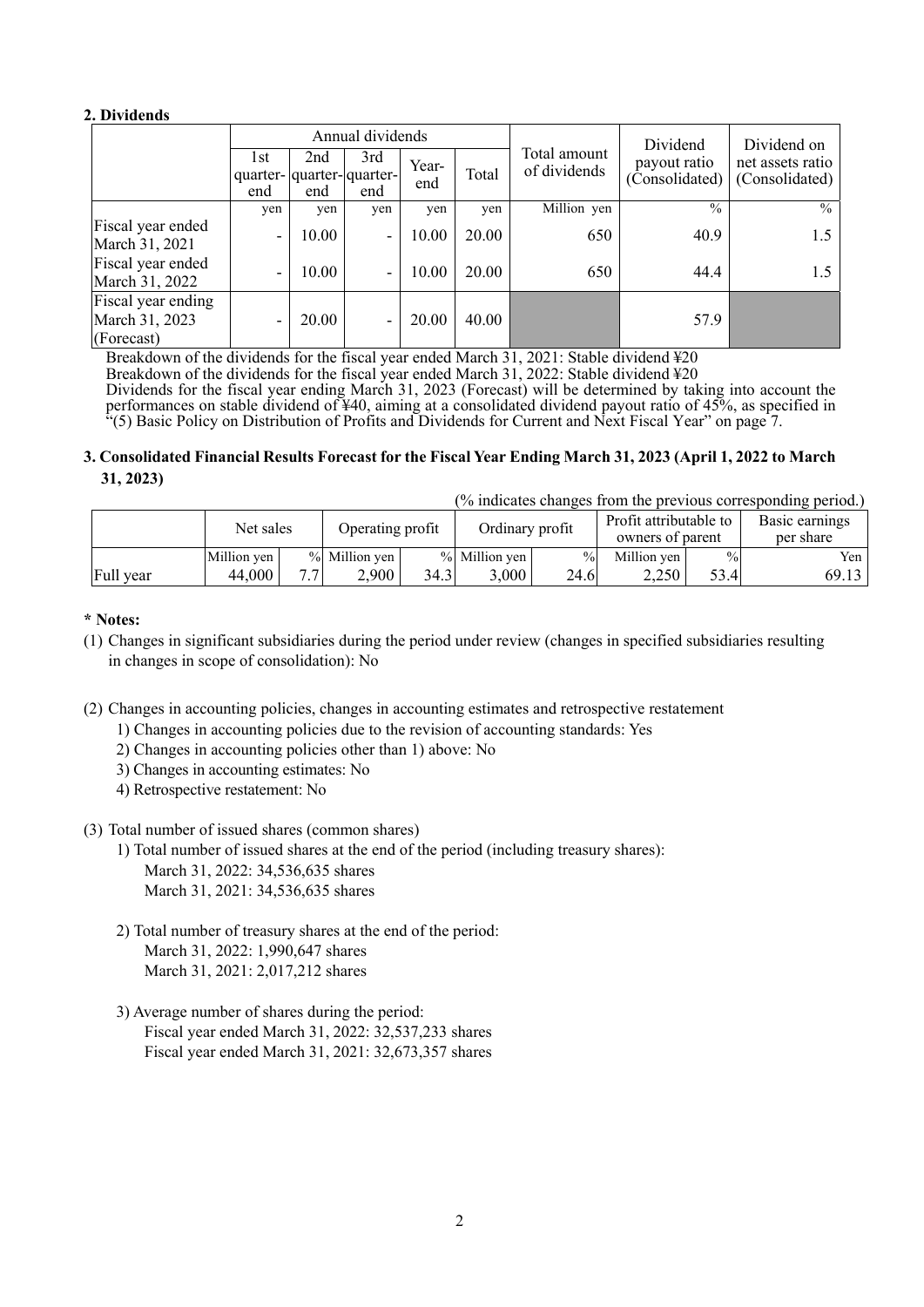**2. Dividends**

| | Annual dividends | | | | | Total amount of dividends | Dividend payout ratio (Consolidated) | Dividend on net assets ratio (Consolidated) |
|---|---|---|---|---|---|---|---|---|
| | 1st quarter-end | 2nd quarter-end | 3rd quarter-end | Year-end | Total | | | |
| | yen | yen | yen | yen | yen | Million yen | % | % |
| Fiscal year ended March 31, 2021 | - | 10.00 | - | 10.00 | 20.00 | 650 | 40.9 | 1.5 |
| Fiscal year ended March 31, 2022 | - | 10.00 | - | 10.00 | 20.00 | 650 | 44.4 | 1.5 |
| Fiscal year ending March 31, 2023 (Forecast) | - | 20.00 | - | 20.00 | 40.00 | | 57.9 | |

Breakdown of the dividends for the fiscal year ended March 31, 2021: Stable dividend ¥20
Breakdown of the dividends for the fiscal year ended March 31, 2022: Stable dividend ¥20
Dividends for the fiscal year ending March 31, 2023 (Forecast) will be determined by taking into account the performances on stable dividend of ¥40, aiming at a consolidated dividend payout ratio of 45%, as specified in "(5) Basic Policy on Distribution of Profits and Dividends for Current and Next Fiscal Year" on page 7.

**3. Consolidated Financial Results Forecast for the Fiscal Year Ending March 31, 2023 (April 1, 2022 to March 31, 2023)**

(% indicates changes from the previous corresponding period.)

| | Net sales | | Operating profit | | Ordinary profit | | Profit attributable to owners of parent | | Basic earnings per share |
|---|---|---|---|---|---|---|---|---|---|
| | Million yen | % | Million yen | % | Million yen | % | Million yen | % | Yen |
| Full year | 44,000 | 7.7 | 2,900 | 34.3 | 3,000 | 24.6 | 2,250 | 53.4 | 69.13 |

**\* Notes:**

(1) Changes in significant subsidiaries during the period under review (changes in specified subsidiaries resulting in changes in scope of consolidation): No

(2) Changes in accounting policies, changes in accounting estimates and retrospective restatement
1) Changes in accounting policies due to the revision of accounting standards: Yes
2) Changes in accounting policies other than 1) above: No
3) Changes in accounting estimates: No
4) Retrospective restatement: No

(3) Total number of issued shares (common shares)
1) Total number of issued shares at the end of the period (including treasury shares):
March 31, 2022: 34,536,635 shares
March 31, 2021: 34,536,635 shares

2) Total number of treasury shares at the end of the period:
March 31, 2022: 1,990,647 shares
March 31, 2021: 2,017,212 shares

3) Average number of shares during the period:
Fiscal year ended March 31, 2022: 32,537,233 shares
Fiscal year ended March 31, 2021: 32,673,357 shares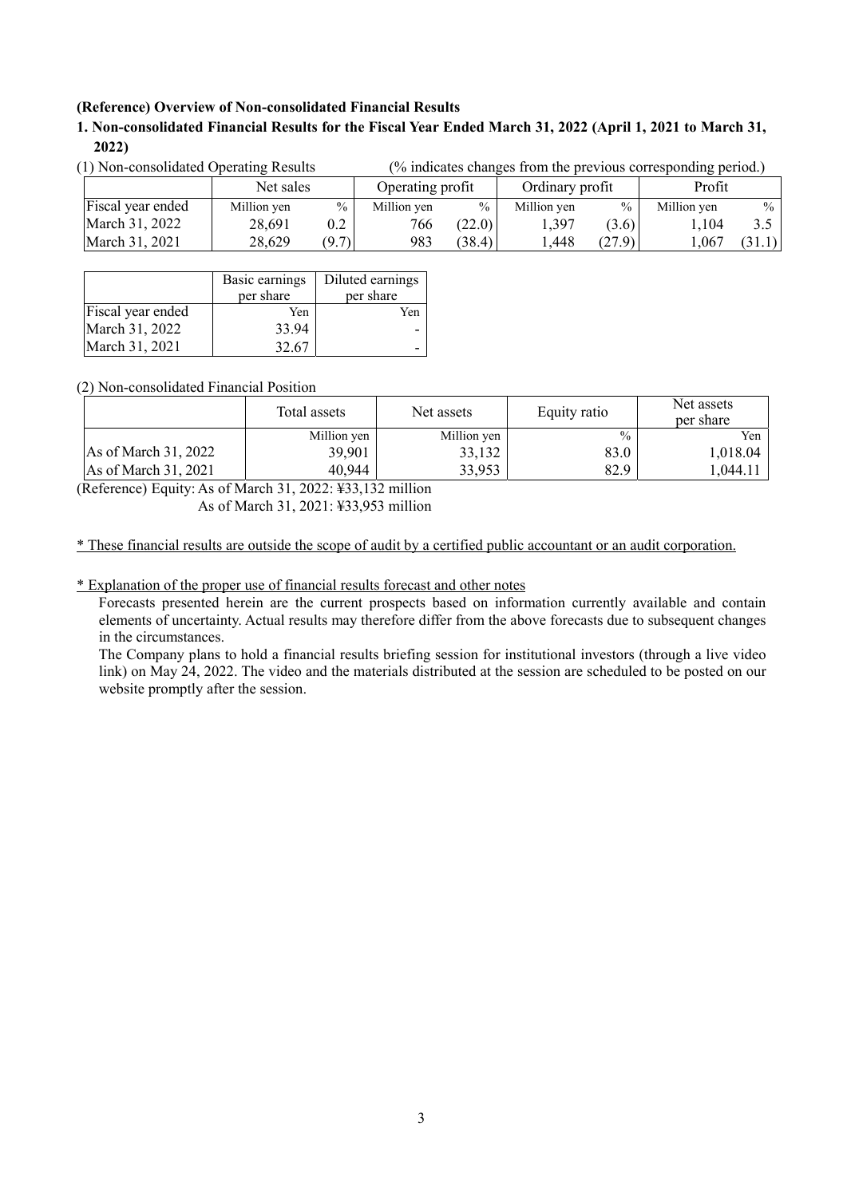**(Reference) Overview of Non-consolidated Financial Results**

**1. Non-consolidated Financial Results for the Fiscal Year Ended March 31, 2022 (April 1, 2021 to March 31, 2022)**

(1) Non-consolidated Operating Results (% indicates changes from the previous corresponding period.)

| | Net sales | | Operating profit | | Ordinary profit | | Profit | |
|---|---|---|---|---|---|---|---|---|
| Fiscal year ended | Million yen | % | Million yen | % | Million yen | % | Million yen | % |
| March 31, 2022 | 28,691 | 0.2 | 766 | (22.0) | 1,397 | (3.6) | 1,104 | 3.5 |
| March 31, 2021 | 28,629 | (9.7) | 983 | (38.4) | 1,448 | (27.9) | 1,067 | (31.1) |

| | Basic earnings per share | Diluted earnings per share |
|---|---|---|
| Fiscal year ended | Yen | Yen |
| March 31, 2022 | 33.94 | - |
| March 31, 2021 | 32.67 | - |

(2) Non-consolidated Financial Position

| | Total assets | Net assets | Equity ratio | Net assets per share |
|---|---|---|---|---|
| | Million yen | Million yen | % | Yen |
| As of March 31, 2022 | 39,901 | 33,132 | 83.0 | 1,018.04 |
| As of March 31, 2021 | 40,944 | 33,953 | 82.9 | 1,044.11 |

(Reference) Equity: As of March 31, 2022: ¥33,132 million
As of March 31, 2021: ¥33,953 million

\* These financial results are outside the scope of audit by a certified public accountant or an audit corporation.

\* Explanation of the proper use of financial results forecast and other notes

Forecasts presented herein are the current prospects based on information currently available and contain elements of uncertainty. Actual results may therefore differ from the above forecasts due to subsequent changes in the circumstances.

The Company plans to hold a financial results briefing session for institutional investors (through a live video link) on May 24, 2022. The video and the materials distributed at the session are scheduled to be posted on our website promptly after the session.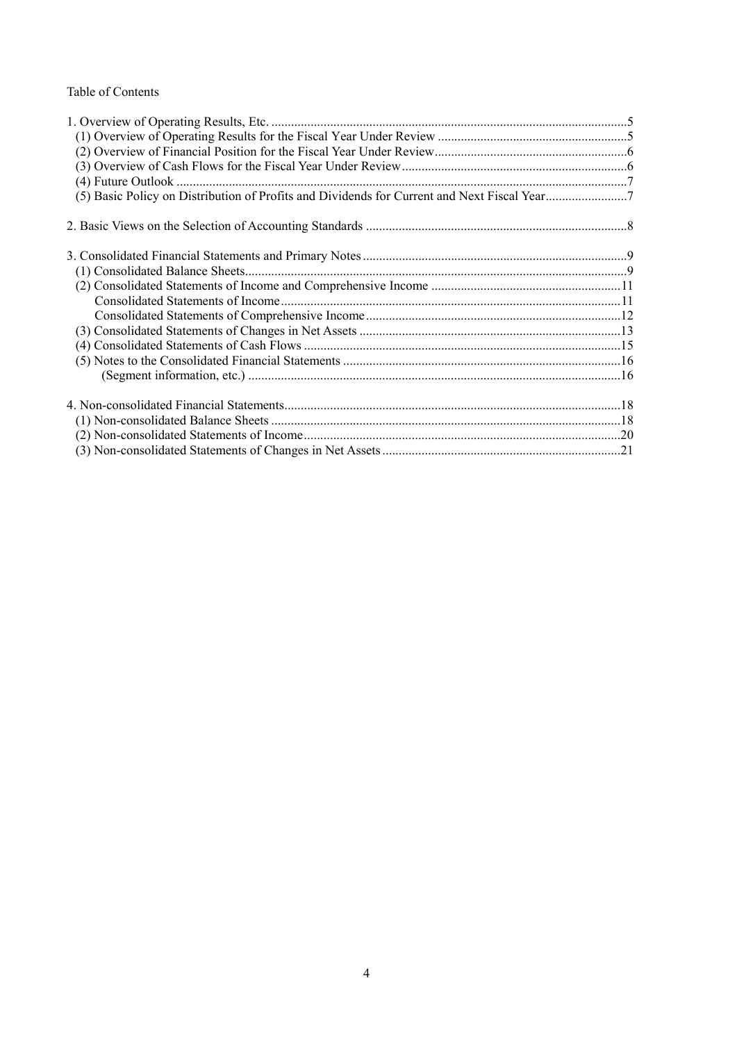Table of Contents

1. Overview of Operating Results, Etc. ............................................................................................................5
  (1) Overview of Operating Results for the Fiscal Year Under Review ..........................................................5
  (2) Overview of Financial Position for the Fiscal Year Under Review...........................................................6
  (3) Overview of Cash Flows for the Fiscal Year Under Review.....................................................................6
  (4) Future Outlook .........................................................................................................................................7
  (5) Basic Policy on Distribution of Profits and Dividends for Current and Next Fiscal Year.........................7

2. Basic Views on the Selection of Accounting Standards ...............................................................................8

3. Consolidated Financial Statements and Primary Notes ................................................................................9
  (1) Consolidated Balance Sheets...................................................................................................................9
  (2) Consolidated Statements of Income and Comprehensive Income ..........................................................11
    Consolidated Statements of Income.......................................................................................................11
    Consolidated Statements of Comprehensive Income.............................................................................12
  (3) Consolidated Statements of Changes in Net Assets ...............................................................................13
  (4) Consolidated Statements of Cash Flows ................................................................................................15
  (5) Notes to the Consolidated Financial Statements ....................................................................................16
    (Segment information, etc.) .................................................................................................................16

4. Non-consolidated Financial Statements......................................................................................................18
  (1) Non-consolidated Balance Sheets ..........................................................................................................18
  (2) Non-consolidated Statements of Income................................................................................................20
  (3) Non-consolidated Statements of Changes in Net Assets........................................................................21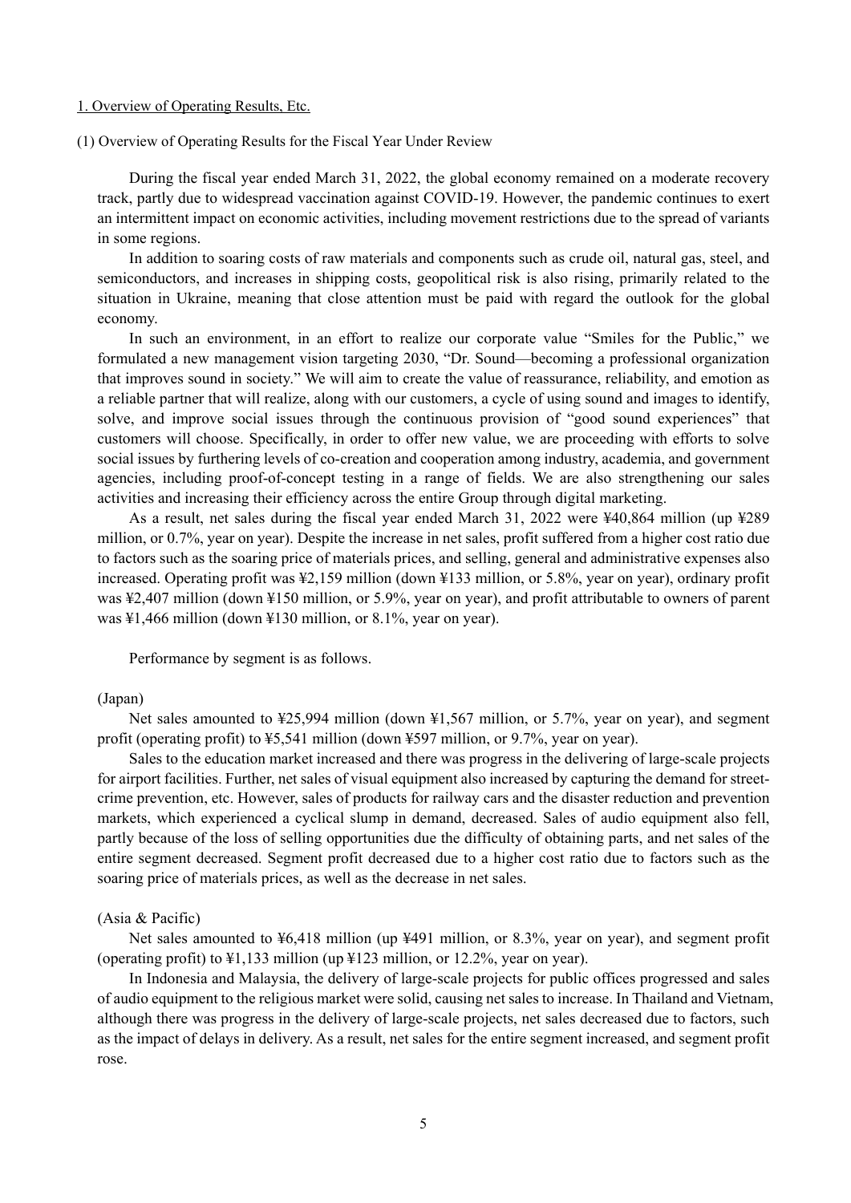## 1. Overview of Operating Results, Etc.

### (1) Overview of Operating Results for the Fiscal Year Under Review

During the fiscal year ended March 31, 2022, the global economy remained on a moderate recovery track, partly due to widespread vaccination against COVID-19. However, the pandemic continues to exert an intermittent impact on economic activities, including movement restrictions due to the spread of variants in some regions.

In addition to soaring costs of raw materials and components such as crude oil, natural gas, steel, and semiconductors, and increases in shipping costs, geopolitical risk is also rising, primarily related to the situation in Ukraine, meaning that close attention must be paid with regard the outlook for the global economy.

In such an environment, in an effort to realize our corporate value "Smiles for the Public," we formulated a new management vision targeting 2030, "Dr. Sound—becoming a professional organization that improves sound in society." We will aim to create the value of reassurance, reliability, and emotion as a reliable partner that will realize, along with our customers, a cycle of using sound and images to identify, solve, and improve social issues through the continuous provision of "good sound experiences" that customers will choose. Specifically, in order to offer new value, we are proceeding with efforts to solve social issues by furthering levels of co-creation and cooperation among industry, academia, and government agencies, including proof-of-concept testing in a range of fields. We are also strengthening our sales activities and increasing their efficiency across the entire Group through digital marketing.

As a result, net sales during the fiscal year ended March 31, 2022 were ¥40,864 million (up ¥289 million, or 0.7%, year on year). Despite the increase in net sales, profit suffered from a higher cost ratio due to factors such as the soaring price of materials prices, and selling, general and administrative expenses also increased. Operating profit was ¥2,159 million (down ¥133 million, or 5.8%, year on year), ordinary profit was ¥2,407 million (down ¥150 million, or 5.9%, year on year), and profit attributable to owners of parent was ¥1,466 million (down ¥130 million, or 8.1%, year on year).

Performance by segment is as follows.

(Japan)

Net sales amounted to ¥25,994 million (down ¥1,567 million, or 5.7%, year on year), and segment profit (operating profit) to ¥5,541 million (down ¥597 million, or 9.7%, year on year).

Sales to the education market increased and there was progress in the delivering of large-scale projects for airport facilities. Further, net sales of visual equipment also increased by capturing the demand for street-crime prevention, etc. However, sales of products for railway cars and the disaster reduction and prevention markets, which experienced a cyclical slump in demand, decreased. Sales of audio equipment also fell, partly because of the loss of selling opportunities due the difficulty of obtaining parts, and net sales of the entire segment decreased. Segment profit decreased due to a higher cost ratio due to factors such as the soaring price of materials prices, as well as the decrease in net sales.

(Asia & Pacific)

Net sales amounted to ¥6,418 million (up ¥491 million, or 8.3%, year on year), and segment profit (operating profit) to ¥1,133 million (up ¥123 million, or 12.2%, year on year).

In Indonesia and Malaysia, the delivery of large-scale projects for public offices progressed and sales of audio equipment to the religious market were solid, causing net sales to increase. In Thailand and Vietnam, although there was progress in the delivery of large-scale projects, net sales decreased due to factors, such as the impact of delays in delivery. As a result, net sales for the entire segment increased, and segment profit rose.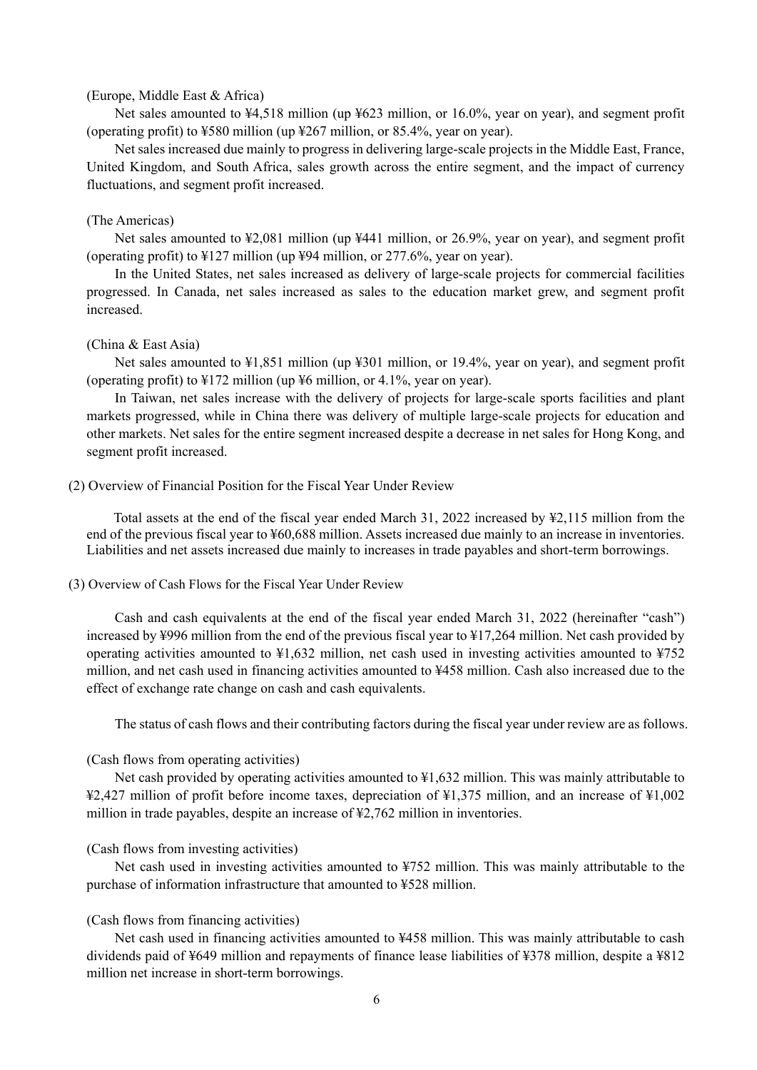(Europe, Middle East & Africa)

Net sales amounted to ¥4,518 million (up ¥623 million, or 16.0%, year on year), and segment profit (operating profit) to ¥580 million (up ¥267 million, or 85.4%, year on year).

Net sales increased due mainly to progress in delivering large-scale projects in the Middle East, France, United Kingdom, and South Africa, sales growth across the entire segment, and the impact of currency fluctuations, and segment profit increased.

(The Americas)

Net sales amounted to ¥2,081 million (up ¥441 million, or 26.9%, year on year), and segment profit (operating profit) to ¥127 million (up ¥94 million, or 277.6%, year on year).

In the United States, net sales increased as delivery of large-scale projects for commercial facilities progressed. In Canada, net sales increased as sales to the education market grew, and segment profit increased.

(China & East Asia)

Net sales amounted to ¥1,851 million (up ¥301 million, or 19.4%, year on year), and segment profit (operating profit) to ¥172 million (up ¥6 million, or 4.1%, year on year).

In Taiwan, net sales increase with the delivery of projects for large-scale sports facilities and plant markets progressed, while in China there was delivery of multiple large-scale projects for education and other markets. Net sales for the entire segment increased despite a decrease in net sales for Hong Kong, and segment profit increased.

(2) Overview of Financial Position for the Fiscal Year Under Review

Total assets at the end of the fiscal year ended March 31, 2022 increased by ¥2,115 million from the end of the previous fiscal year to ¥60,688 million. Assets increased due mainly to an increase in inventories. Liabilities and net assets increased due mainly to increases in trade payables and short-term borrowings.

(3) Overview of Cash Flows for the Fiscal Year Under Review

Cash and cash equivalents at the end of the fiscal year ended March 31, 2022 (hereinafter "cash") increased by ¥996 million from the end of the previous fiscal year to ¥17,264 million. Net cash provided by operating activities amounted to ¥1,632 million, net cash used in investing activities amounted to ¥752 million, and net cash used in financing activities amounted to ¥458 million. Cash also increased due to the effect of exchange rate change on cash and cash equivalents.

The status of cash flows and their contributing factors during the fiscal year under review are as follows.

(Cash flows from operating activities)

Net cash provided by operating activities amounted to ¥1,632 million. This was mainly attributable to ¥2,427 million of profit before income taxes, depreciation of ¥1,375 million, and an increase of ¥1,002 million in trade payables, despite an increase of ¥2,762 million in inventories.

(Cash flows from investing activities)

Net cash used in investing activities amounted to ¥752 million. This was mainly attributable to the purchase of information infrastructure that amounted to ¥528 million.

(Cash flows from financing activities)

Net cash used in financing activities amounted to ¥458 million. This was mainly attributable to cash dividends paid of ¥649 million and repayments of finance lease liabilities of ¥378 million, despite a ¥812 million net increase in short-term borrowings.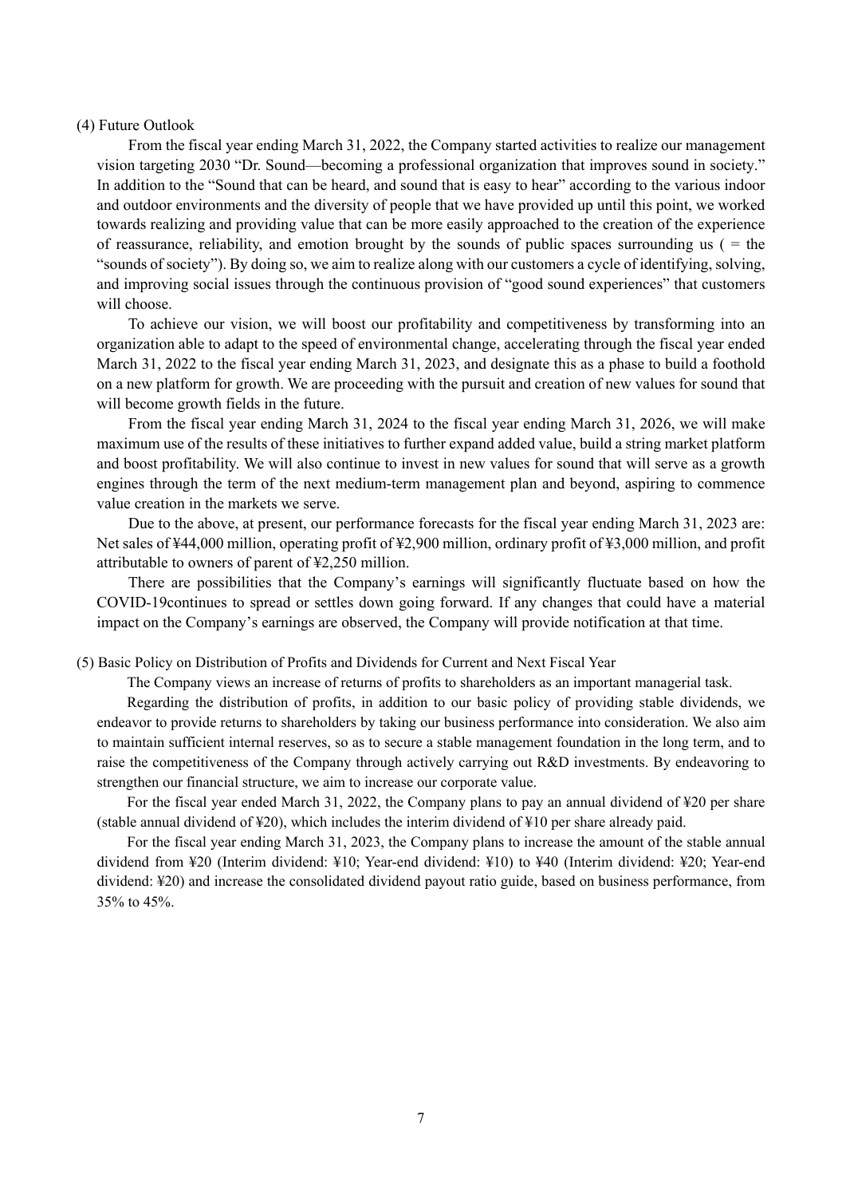(4) Future Outlook

From the fiscal year ending March 31, 2022, the Company started activities to realize our management vision targeting 2030 "Dr. Sound—becoming a professional organization that improves sound in society." In addition to the "Sound that can be heard, and sound that is easy to hear" according to the various indoor and outdoor environments and the diversity of people that we have provided up until this point, we worked towards realizing and providing value that can be more easily approached to the creation of the experience of reassurance, reliability, and emotion brought by the sounds of public spaces surrounding us ( = the "sounds of society"). By doing so, we aim to realize along with our customers a cycle of identifying, solving, and improving social issues through the continuous provision of "good sound experiences" that customers will choose.

To achieve our vision, we will boost our profitability and competitiveness by transforming into an organization able to adapt to the speed of environmental change, accelerating through the fiscal year ended March 31, 2022 to the fiscal year ending March 31, 2023, and designate this as a phase to build a foothold on a new platform for growth. We are proceeding with the pursuit and creation of new values for sound that will become growth fields in the future.

From the fiscal year ending March 31, 2024 to the fiscal year ending March 31, 2026, we will make maximum use of the results of these initiatives to further expand added value, build a string market platform and boost profitability. We will also continue to invest in new values for sound that will serve as a growth engines through the term of the next medium-term management plan and beyond, aspiring to commence value creation in the markets we serve.

Due to the above, at present, our performance forecasts for the fiscal year ending March 31, 2023 are: Net sales of ¥44,000 million, operating profit of ¥2,900 million, ordinary profit of ¥3,000 million, and profit attributable to owners of parent of ¥2,250 million.

There are possibilities that the Company's earnings will significantly fluctuate based on how the COVID-19continues to spread or settles down going forward. If any changes that could have a material impact on the Company's earnings are observed, the Company will provide notification at that time.

(5) Basic Policy on Distribution of Profits and Dividends for Current and Next Fiscal Year

The Company views an increase of returns of profits to shareholders as an important managerial task.

Regarding the distribution of profits, in addition to our basic policy of providing stable dividends, we endeavor to provide returns to shareholders by taking our business performance into consideration. We also aim to maintain sufficient internal reserves, so as to secure a stable management foundation in the long term, and to raise the competitiveness of the Company through actively carrying out R&D investments. By endeavoring to strengthen our financial structure, we aim to increase our corporate value.

For the fiscal year ended March 31, 2022, the Company plans to pay an annual dividend of ¥20 per share (stable annual dividend of ¥20), which includes the interim dividend of ¥10 per share already paid.

For the fiscal year ending March 31, 2023, the Company plans to increase the amount of the stable annual dividend from ¥20 (Interim dividend: ¥10; Year-end dividend: ¥10) to ¥40 (Interim dividend: ¥20; Year-end dividend: ¥20) and increase the consolidated dividend payout ratio guide, based on business performance, from 35% to 45%.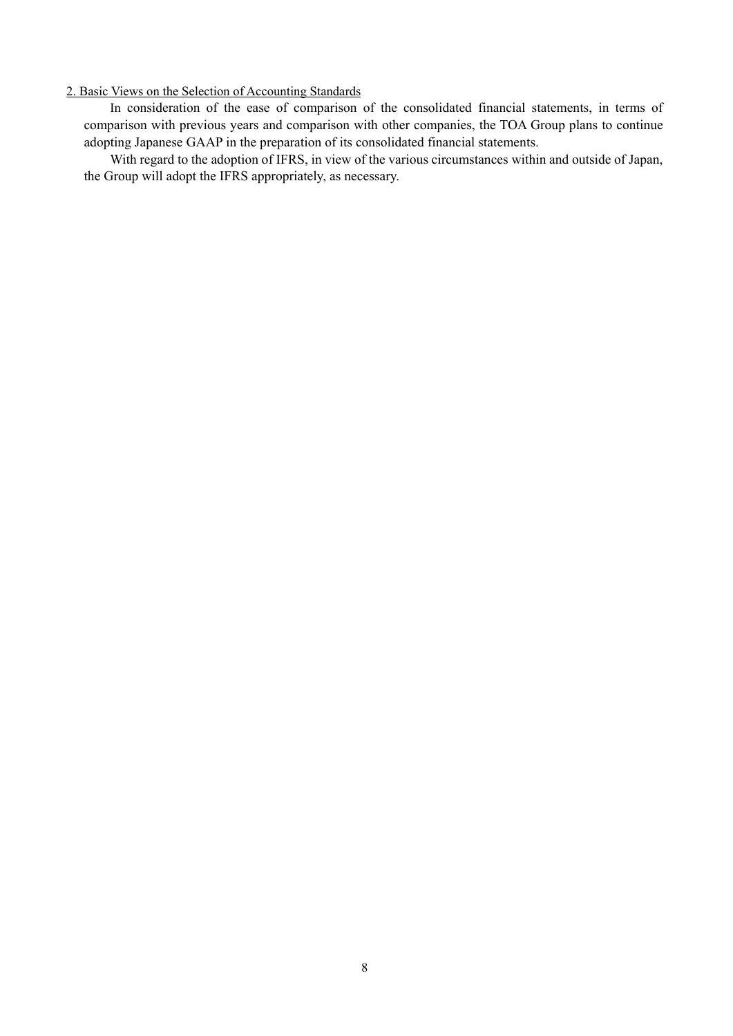## 2. Basic Views on the Selection of Accounting Standards

In consideration of the ease of comparison of the consolidated financial statements, in terms of comparison with previous years and comparison with other companies, the TOA Group plans to continue adopting Japanese GAAP in the preparation of its consolidated financial statements.

With regard to the adoption of IFRS, in view of the various circumstances within and outside of Japan, the Group will adopt the IFRS appropriately, as necessary.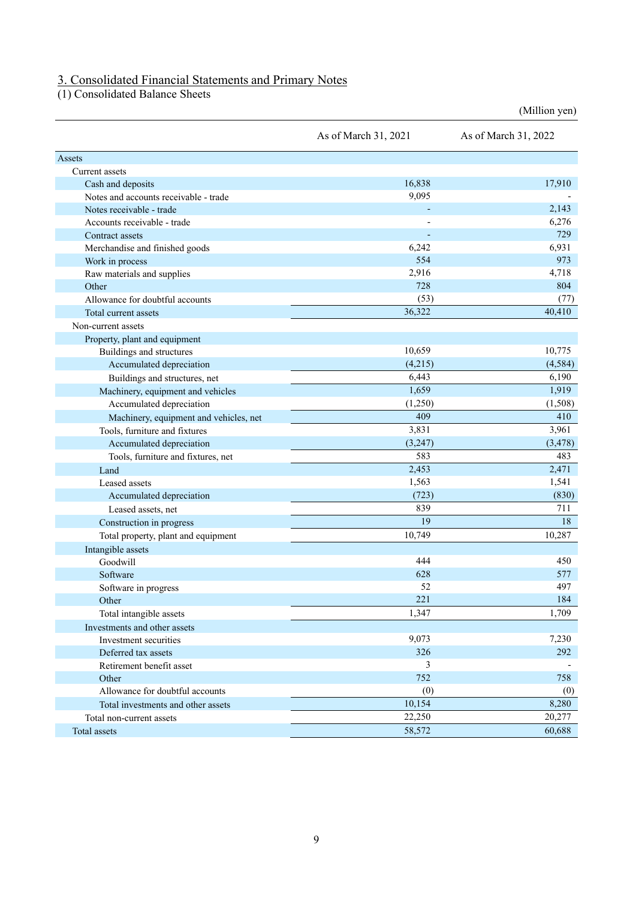## 3. Consolidated Financial Statements and Primary Notes

### (1) Consolidated Balance Sheets

(Million yen)

| | As of March 31, 2021 | As of March 31, 2022 |
|---|---|---|
| Assets | | |
| Current assets | | |
| Cash and deposits | 16,838 | 17,910 |
| Notes and accounts receivable - trade | 9,095 | - |
| Notes receivable - trade | - | 2,143 |
| Accounts receivable - trade | - | 6,276 |
| Contract assets | - | 729 |
| Merchandise and finished goods | 6,242 | 6,931 |
| Work in process | 554 | 973 |
| Raw materials and supplies | 2,916 | 4,718 |
| Other | 728 | 804 |
| Allowance for doubtful accounts | (53) | (77) |
| Total current assets | 36,322 | 40,410 |
| Non-current assets | | |
| Property, plant and equipment | | |
| Buildings and structures | 10,659 | 10,775 |
| Accumulated depreciation | (4,215) | (4,584) |
| Buildings and structures, net | 6,443 | 6,190 |
| Machinery, equipment and vehicles | 1,659 | 1,919 |
| Accumulated depreciation | (1,250) | (1,508) |
| Machinery, equipment and vehicles, net | 409 | 410 |
| Tools, furniture and fixtures | 3,831 | 3,961 |
| Accumulated depreciation | (3,247) | (3,478) |
| Tools, furniture and fixtures, net | 583 | 483 |
| Land | 2,453 | 2,471 |
| Leased assets | 1,563 | 1,541 |
| Accumulated depreciation | (723) | (830) |
| Leased assets, net | 839 | 711 |
| Construction in progress | 19 | 18 |
| Total property, plant and equipment | 10,749 | 10,287 |
| Intangible assets | | |
| Goodwill | 444 | 450 |
| Software | 628 | 577 |
| Software in progress | 52 | 497 |
| Other | 221 | 184 |
| Total intangible assets | 1,347 | 1,709 |
| Investments and other assets | | |
| Investment securities | 9,073 | 7,230 |
| Deferred tax assets | 326 | 292 |
| Retirement benefit asset | 3 | - |
| Other | 752 | 758 |
| Allowance for doubtful accounts | (0) | (0) |
| Total investments and other assets | 10,154 | 8,280 |
| Total non-current assets | 22,250 | 20,277 |
| Total assets | 58,572 | 60,688 |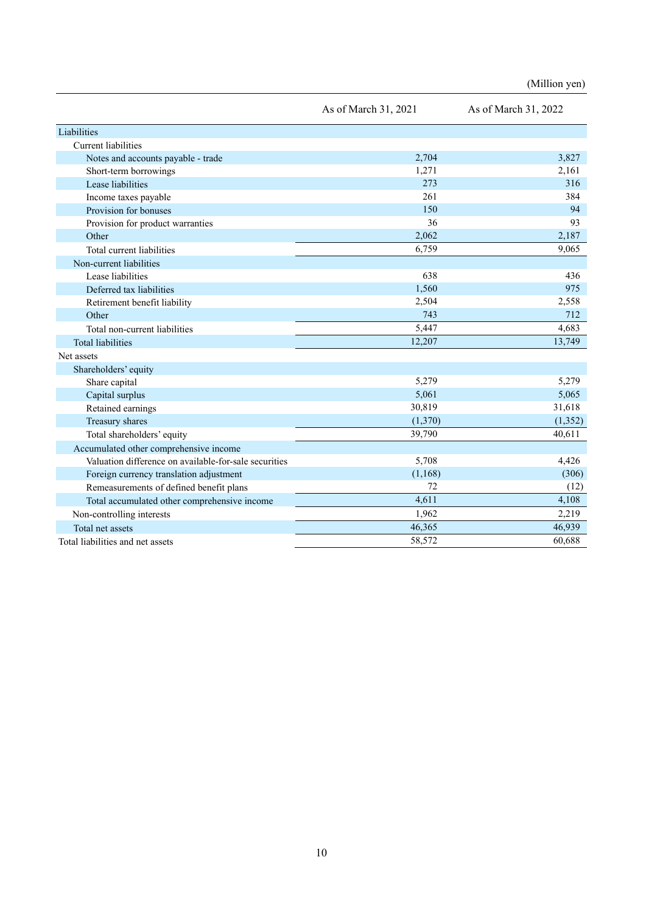(Million yen)

| | As of March 31, 2021 | As of March 31, 2022 |
|---|---|---|
| Liabilities | | |
| Current liabilities | | |
| Notes and accounts payable - trade | 2,704 | 3,827 |
| Short-term borrowings | 1,271 | 2,161 |
| Lease liabilities | 273 | 316 |
| Income taxes payable | 261 | 384 |
| Provision for bonuses | 150 | 94 |
| Provision for product warranties | 36 | 93 |
| Other | 2,062 | 2,187 |
| Total current liabilities | 6,759 | 9,065 |
| Non-current liabilities | | |
| Lease liabilities | 638 | 436 |
| Deferred tax liabilities | 1,560 | 975 |
| Retirement benefit liability | 2,504 | 2,558 |
| Other | 743 | 712 |
| Total non-current liabilities | 5,447 | 4,683 |
| Total liabilities | 12,207 | 13,749 |
| Net assets | | |
| Shareholders' equity | | |
| Share capital | 5,279 | 5,279 |
| Capital surplus | 5,061 | 5,065 |
| Retained earnings | 30,819 | 31,618 |
| Treasury shares | (1,370) | (1,352) |
| Total shareholders' equity | 39,790 | 40,611 |
| Accumulated other comprehensive income | | |
| Valuation difference on available-for-sale securities | 5,708 | 4,426 |
| Foreign currency translation adjustment | (1,168) | (306) |
| Remeasurements of defined benefit plans | 72 | (12) |
| Total accumulated other comprehensive income | 4,611 | 4,108 |
| Non-controlling interests | 1,962 | 2,219 |
| Total net assets | 46,365 | 46,939 |
| Total liabilities and net assets | 58,572 | 60,688 |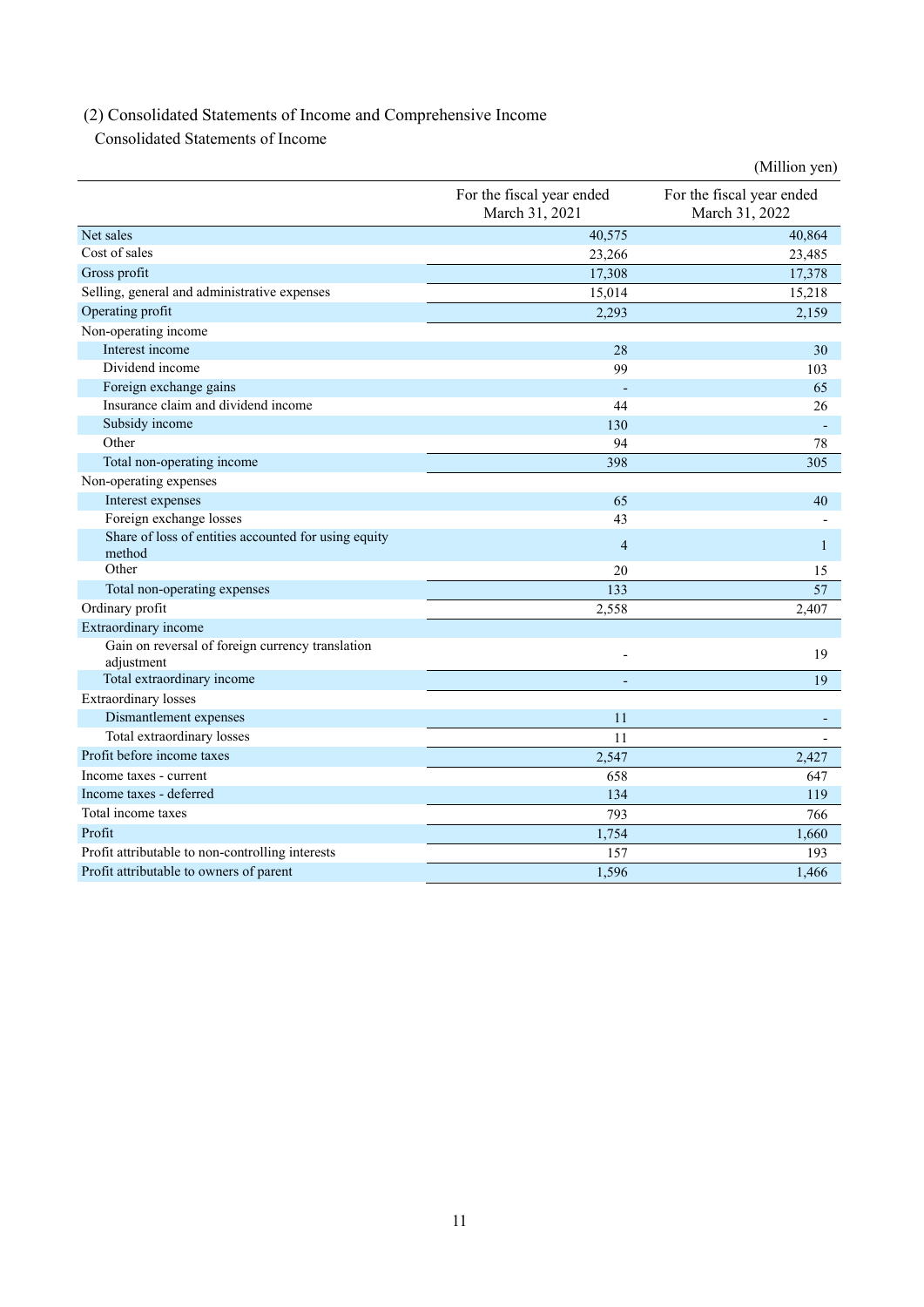## (2) Consolidated Statements of Income and Comprehensive Income

### Consolidated Statements of Income

(Million yen)

| | For the fiscal year ended March 31, 2021 | For the fiscal year ended March 31, 2022 |
|---|---|---|
| Net sales | 40,575 | 40,864 |
| Cost of sales | 23,266 | 23,485 |
| Gross profit | 17,308 | 17,378 |
| Selling, general and administrative expenses | 15,014 | 15,218 |
| Operating profit | 2,293 | 2,159 |
| Non-operating income | | |
| Interest income | 28 | 30 |
| Dividend income | 99 | 103 |
| Foreign exchange gains | - | 65 |
| Insurance claim and dividend income | 44 | 26 |
| Subsidy income | 130 | - |
| Other | 94 | 78 |
| Total non-operating income | 398 | 305 |
| Non-operating expenses | | |
| Interest expenses | 65 | 40 |
| Foreign exchange losses | 43 | - |
| Share of loss of entities accounted for using equity method | 4 | 1 |
| Other | 20 | 15 |
| Total non-operating expenses | 133 | 57 |
| Ordinary profit | 2,558 | 2,407 |
| Extraordinary income | | |
| Gain on reversal of foreign currency translation adjustment | - | 19 |
| Total extraordinary income | - | 19 |
| Extraordinary losses | | |
| Dismantlement expenses | 11 | - |
| Total extraordinary losses | 11 | - |
| Profit before income taxes | 2,547 | 2,427 |
| Income taxes - current | 658 | 647 |
| Income taxes - deferred | 134 | 119 |
| Total income taxes | 793 | 766 |
| Profit | 1,754 | 1,660 |
| Profit attributable to non-controlling interests | 157 | 193 |
| Profit attributable to owners of parent | 1,596 | 1,466 |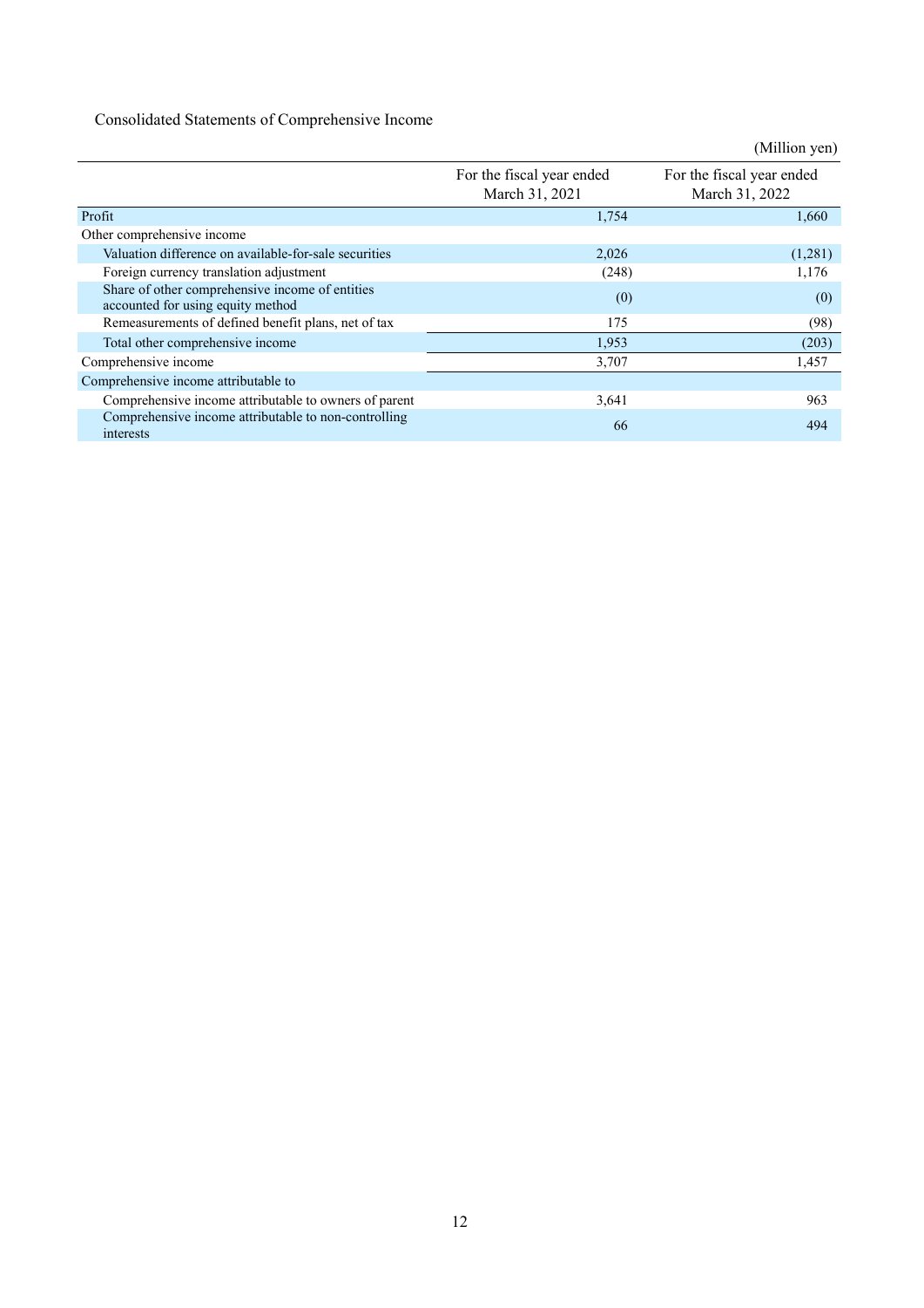Consolidated Statements of Comprehensive Income

(Million yen)

| | For the fiscal year ended March 31, 2021 | For the fiscal year ended March 31, 2022 |
|---|---|---|
| Profit | 1,754 | 1,660 |
| Other comprehensive income | | |
| Valuation difference on available-for-sale securities | 2,026 | (1,281) |
| Foreign currency translation adjustment | (248) | 1,176 |
| Share of other comprehensive income of entities accounted for using equity method | (0) | (0) |
| Remeasurements of defined benefit plans, net of tax | 175 | (98) |
| Total other comprehensive income | 1,953 | (203) |
| Comprehensive income | 3,707 | 1,457 |
| Comprehensive income attributable to | | |
| Comprehensive income attributable to owners of parent | 3,641 | 963 |
| Comprehensive income attributable to non-controlling interests | 66 | 494 |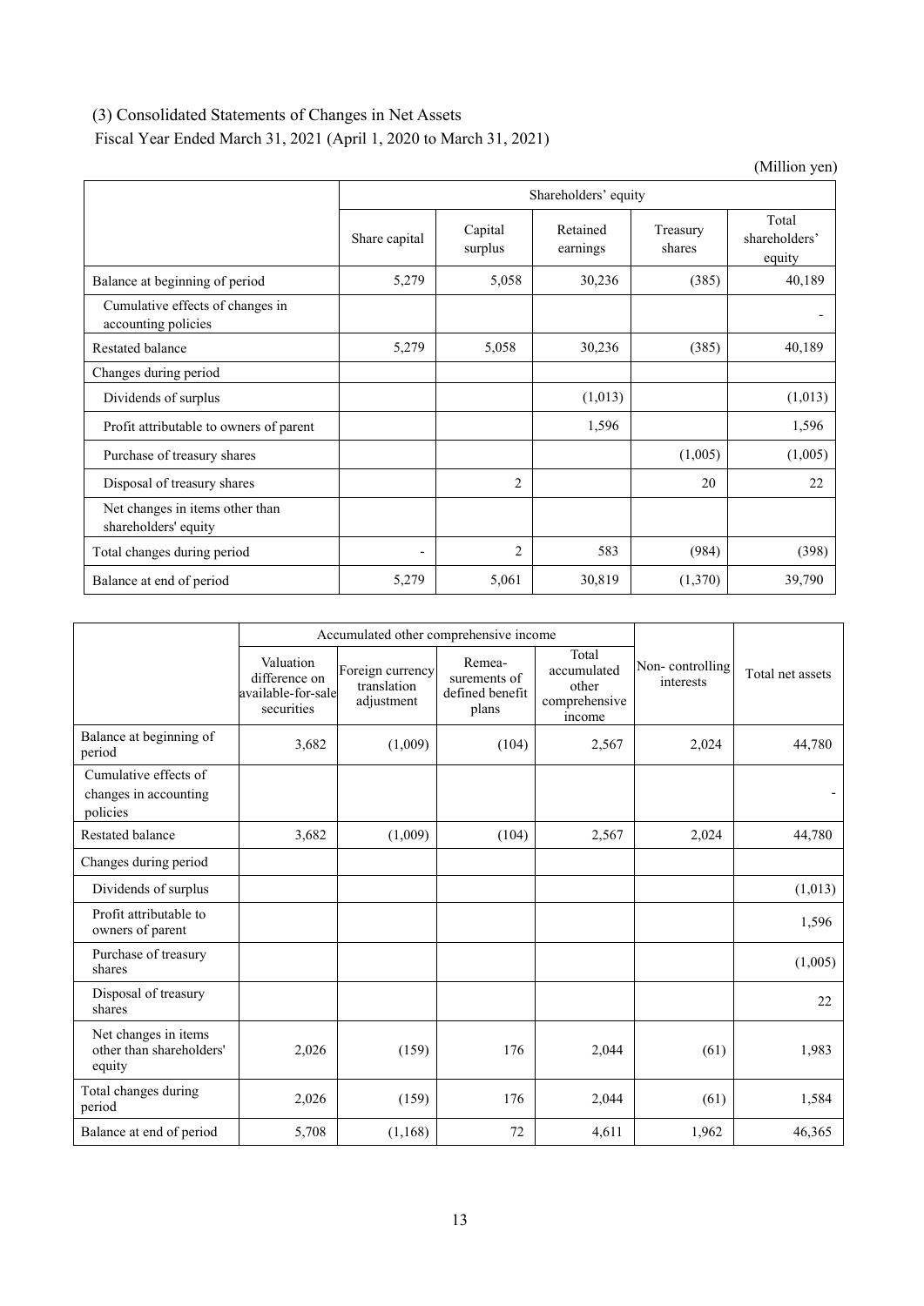## (3) Consolidated Statements of Changes in Net Assets

Fiscal Year Ended March 31, 2021 (April 1, 2020 to March 31, 2021)

(Million yen)

| | Shareholders' equity | | | | |
|---|---|---|---|---|---|
| | Share capital | Capital surplus | Retained earnings | Treasury shares | Total shareholders' equity |
| Balance at beginning of period | 5,279 | 5,058 | 30,236 | (385) | 40,189 |
| Cumulative effects of changes in accounting policies | | | | | - |
| Restated balance | 5,279 | 5,058 | 30,236 | (385) | 40,189 |
| Changes during period | | | | | |
| Dividends of surplus | | | (1,013) | | (1,013) |
| Profit attributable to owners of parent | | | 1,596 | | 1,596 |
| Purchase of treasury shares | | | | (1,005) | (1,005) |
| Disposal of treasury shares | | 2 | | 20 | 22 |
| Net changes in items other than shareholders' equity | | | | | |
| Total changes during period | - | 2 | 583 | (984) | (398) |
| Balance at end of period | 5,279 | 5,061 | 30,819 | (1,370) | 39,790 |

| | Accumulated other comprehensive income | | | | | |
|---|---|---|---|---|---|---|
| | Valuation difference on available-for-sale securities | Foreign currency translation adjustment | Remea-surements of defined benefit plans | Total accumulated other comprehensive income | Non- controlling interests | Total net assets |
| Balance at beginning of period | 3,682 | (1,009) | (104) | 2,567 | 2,024 | 44,780 |
| Cumulative effects of changes in accounting policies | | | | | | - |
| Restated balance | 3,682 | (1,009) | (104) | 2,567 | 2,024 | 44,780 |
| Changes during period | | | | | | |
| Dividends of surplus | | | | | | (1,013) |
| Profit attributable to owners of parent | | | | | | 1,596 |
| Purchase of treasury shares | | | | | | (1,005) |
| Disposal of treasury shares | | | | | | 22 |
| Net changes in items other than shareholders' equity | 2,026 | (159) | 176 | 2,044 | (61) | 1,983 |
| Total changes during period | 2,026 | (159) | 176 | 2,044 | (61) | 1,584 |
| Balance at end of period | 5,708 | (1,168) | 72 | 4,611 | 1,962 | 46,365 |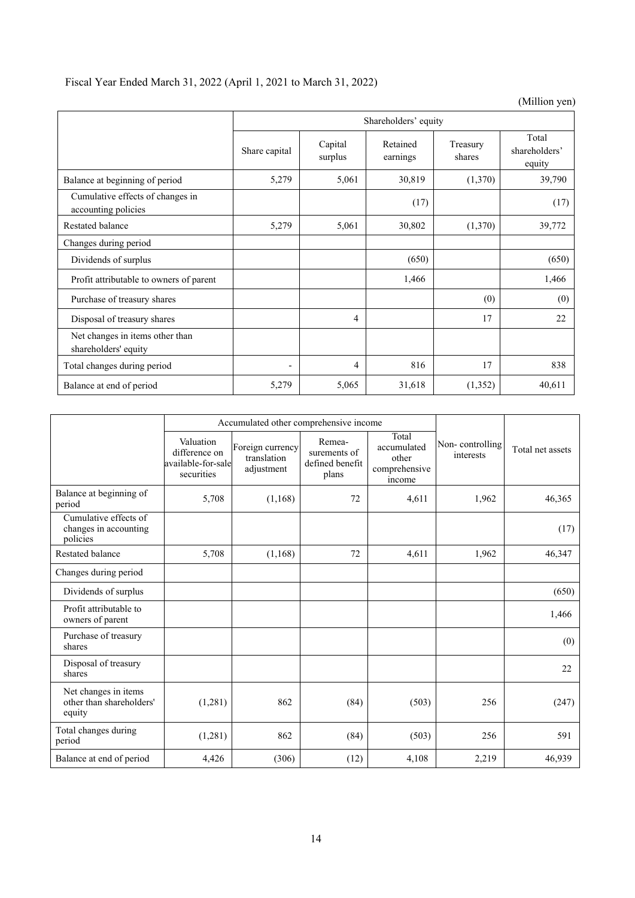Fiscal Year Ended March 31, 2022 (April 1, 2021 to March 31, 2022)

(Million yen)

| | Shareholders' equity | | | | |
|---|---|---|---|---|---|
| | Share capital | Capital surplus | Retained earnings | Treasury shares | Total shareholders' equity |
| Balance at beginning of period | 5,279 | 5,061 | 30,819 | (1,370) | 39,790 |
| Cumulative effects of changes in accounting policies | | | (17) | | (17) |
| Restated balance | 5,279 | 5,061 | 30,802 | (1,370) | 39,772 |
| Changes during period | | | | | |
| Dividends of surplus | | | (650) | | (650) |
| Profit attributable to owners of parent | | | 1,466 | | 1,466 |
| Purchase of treasury shares | | | | (0) | (0) |
| Disposal of treasury shares | | 4 | | 17 | 22 |
| Net changes in items other than shareholders' equity | | | | | |
| Total changes during period | - | 4 | 816 | 17 | 838 |
| Balance at end of period | 5,279 | 5,065 | 31,618 | (1,352) | 40,611 |

| | Accumulated other comprehensive income | | | | Non- controlling interests | Total net assets |
|---|---|---|---|---|---|---|
| | Valuation difference on available-for-sale securities | Foreign currency translation adjustment | Remea- surements of defined benefit plans | Total accumulated other comprehensive income | | |
| Balance at beginning of period | 5,708 | (1,168) | 72 | 4,611 | 1,962 | 46,365 |
| Cumulative effects of changes in accounting policies | | | | | | (17) |
| Restated balance | 5,708 | (1,168) | 72 | 4,611 | 1,962 | 46,347 |
| Changes during period | | | | | | |
| Dividends of surplus | | | | | | (650) |
| Profit attributable to owners of parent | | | | | | 1,466 |
| Purchase of treasury shares | | | | | | (0) |
| Disposal of treasury shares | | | | | | 22 |
| Net changes in items other than shareholders' equity | (1,281) | 862 | (84) | (503) | 256 | (247) |
| Total changes during period | (1,281) | 862 | (84) | (503) | 256 | 591 |
| Balance at end of period | 4,426 | (306) | (12) | 4,108 | 2,219 | 46,939 |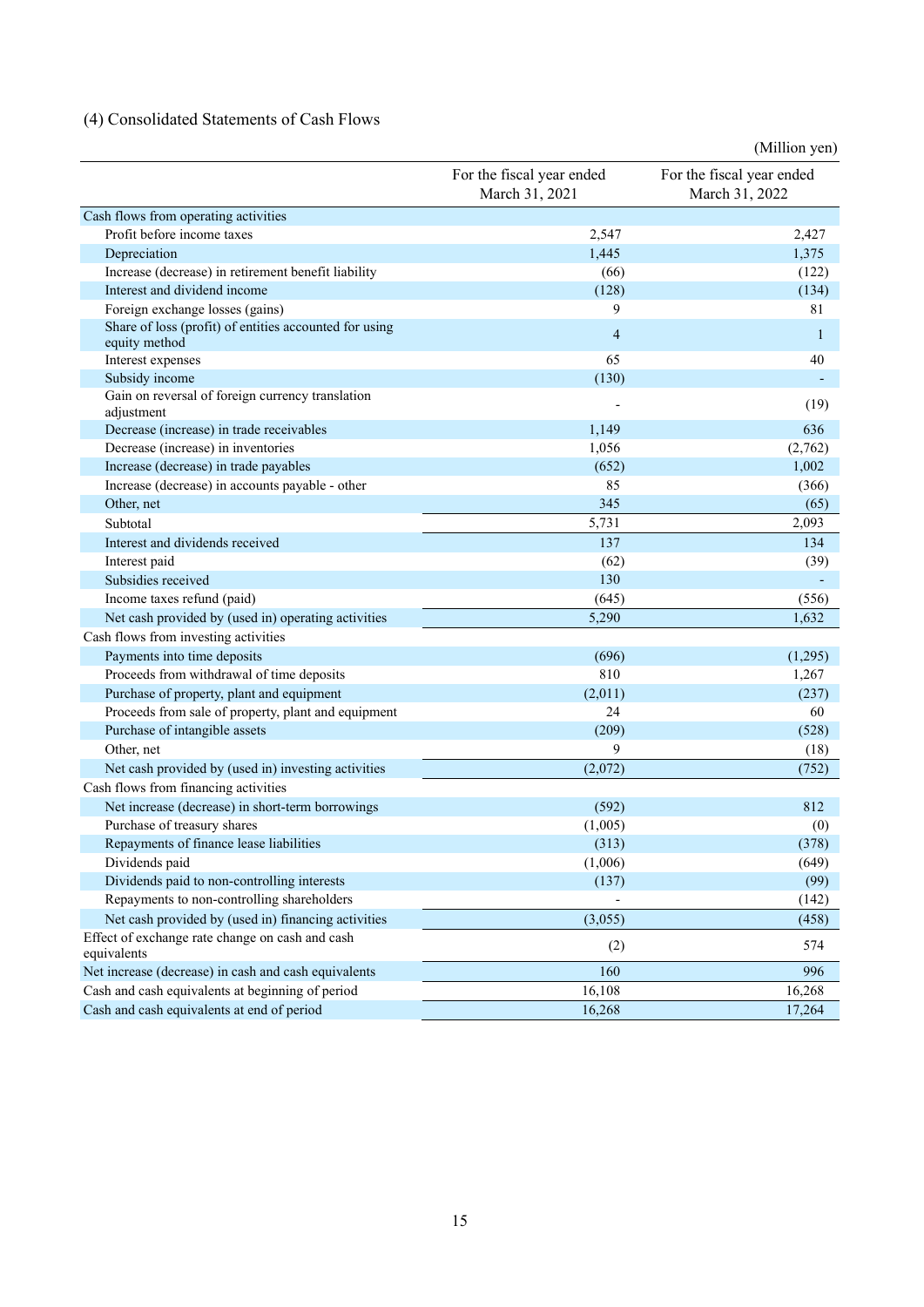## (4) Consolidated Statements of Cash Flows

(Million yen)

| | For the fiscal year ended March 31, 2021 | For the fiscal year ended March 31, 2022 |
|---|---|---|
| Cash flows from operating activities | | |
| Profit before income taxes | 2,547 | 2,427 |
| Depreciation | 1,445 | 1,375 |
| Increase (decrease) in retirement benefit liability | (66) | (122) |
| Interest and dividend income | (128) | (134) |
| Foreign exchange losses (gains) | 9 | 81 |
| Share of loss (profit) of entities accounted for using equity method | 4 | 1 |
| Interest expenses | 65 | 40 |
| Subsidy income | (130) | - |
| Gain on reversal of foreign currency translation adjustment | - | (19) |
| Decrease (increase) in trade receivables | 1,149 | 636 |
| Decrease (increase) in inventories | 1,056 | (2,762) |
| Increase (decrease) in trade payables | (652) | 1,002 |
| Increase (decrease) in accounts payable - other | 85 | (366) |
| Other, net | 345 | (65) |
| Subtotal | 5,731 | 2,093 |
| Interest and dividends received | 137 | 134 |
| Interest paid | (62) | (39) |
| Subsidies received | 130 | - |
| Income taxes refund (paid) | (645) | (556) |
| Net cash provided by (used in) operating activities | 5,290 | 1,632 |
| Cash flows from investing activities | | |
| Payments into time deposits | (696) | (1,295) |
| Proceeds from withdrawal of time deposits | 810 | 1,267 |
| Purchase of property, plant and equipment | (2,011) | (237) |
| Proceeds from sale of property, plant and equipment | 24 | 60 |
| Purchase of intangible assets | (209) | (528) |
| Other, net | 9 | (18) |
| Net cash provided by (used in) investing activities | (2,072) | (752) |
| Cash flows from financing activities | | |
| Net increase (decrease) in short-term borrowings | (592) | 812 |
| Purchase of treasury shares | (1,005) | (0) |
| Repayments of finance lease liabilities | (313) | (378) |
| Dividends paid | (1,006) | (649) |
| Dividends paid to non-controlling interests | (137) | (99) |
| Repayments to non-controlling shareholders | - | (142) |
| Net cash provided by (used in) financing activities | (3,055) | (458) |
| Effect of exchange rate change on cash and cash equivalents | (2) | 574 |
| Net increase (decrease) in cash and cash equivalents | 160 | 996 |
| Cash and cash equivalents at beginning of period | 16,108 | 16,268 |
| Cash and cash equivalents at end of period | 16,268 | 17,264 |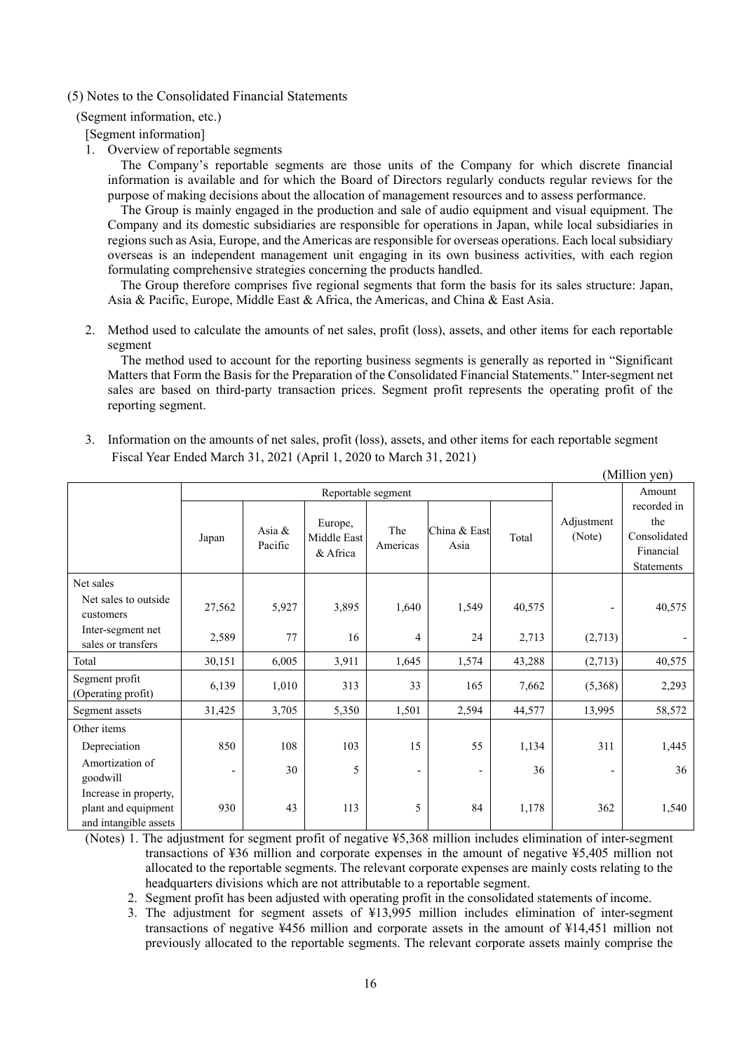(5) Notes to the Consolidated Financial Statements

(Segment information, etc.)

[Segment information]

1. Overview of reportable segments

The Company's reportable segments are those units of the Company for which discrete financial information is available and for which the Board of Directors regularly conducts regular reviews for the purpose of making decisions about the allocation of management resources and to assess performance.

The Group is mainly engaged in the production and sale of audio equipment and visual equipment. The Company and its domestic subsidiaries are responsible for operations in Japan, while local subsidiaries in regions such as Asia, Europe, and the Americas are responsible for overseas operations. Each local subsidiary overseas is an independent management unit engaging in its own business activities, with each region formulating comprehensive strategies concerning the products handled.

The Group therefore comprises five regional segments that form the basis for its sales structure: Japan, Asia & Pacific, Europe, Middle East & Africa, the Americas, and China & East Asia.

2. Method used to calculate the amounts of net sales, profit (loss), assets, and other items for each reportable segment

The method used to account for the reporting business segments is generally as reported in "Significant Matters that Form the Basis for the Preparation of the Consolidated Financial Statements." Inter-segment net sales are based on third-party transaction prices. Segment profit represents the operating profit of the reporting segment.

3. Information on the amounts of net sales, profit (loss), assets, and other items for each reportable segment

Fiscal Year Ended March 31, 2021 (April 1, 2020 to March 31, 2021)

(Million yen)

| | Reportable segment | | | | | | Adjustment (Note) | Amount recorded in the Consolidated Financial Statements |
|---|---|---|---|---|---|---|---|---|
| | Japan | Asia & Pacific | Europe, Middle East & Africa | The Americas | China & East Asia | Total | | |
| Net sales | | | | | | | | |
| Net sales to outside customers | 27,562 | 5,927 | 3,895 | 1,640 | 1,549 | 40,575 | - | 40,575 |
| Inter-segment net sales or transfers | 2,589 | 77 | 16 | 4 | 24 | 2,713 | (2,713) | - |
| Total | 30,151 | 6,005 | 3,911 | 1,645 | 1,574 | 43,288 | (2,713) | 40,575 |
| Segment profit (Operating profit) | 6,139 | 1,010 | 313 | 33 | 165 | 7,662 | (5,368) | 2,293 |
| Segment assets | 31,425 | 3,705 | 5,350 | 1,501 | 2,594 | 44,577 | 13,995 | 58,572 |
| Other items | | | | | | | | |
| Depreciation | 850 | 108 | 103 | 15 | 55 | 1,134 | 311 | 1,445 |
| Amortization of goodwill | - | 30 | 5 | - | - | 36 | - | 36 |
| Increase in property, plant and equipment and intangible assets | 930 | 43 | 113 | 5 | 84 | 1,178 | 362 | 1,540 |

(Notes) 1. The adjustment for segment profit of negative ¥5,368 million includes elimination of inter-segment transactions of ¥36 million and corporate expenses in the amount of negative ¥5,405 million not allocated to the reportable segments. The relevant corporate expenses are mainly costs relating to the headquarters divisions which are not attributable to a reportable segment.

2. Segment profit has been adjusted with operating profit in the consolidated statements of income.

3. The adjustment for segment assets of ¥13,995 million includes elimination of inter-segment transactions of negative ¥456 million and corporate assets in the amount of ¥14,451 million not previously allocated to the reportable segments. The relevant corporate assets mainly comprise the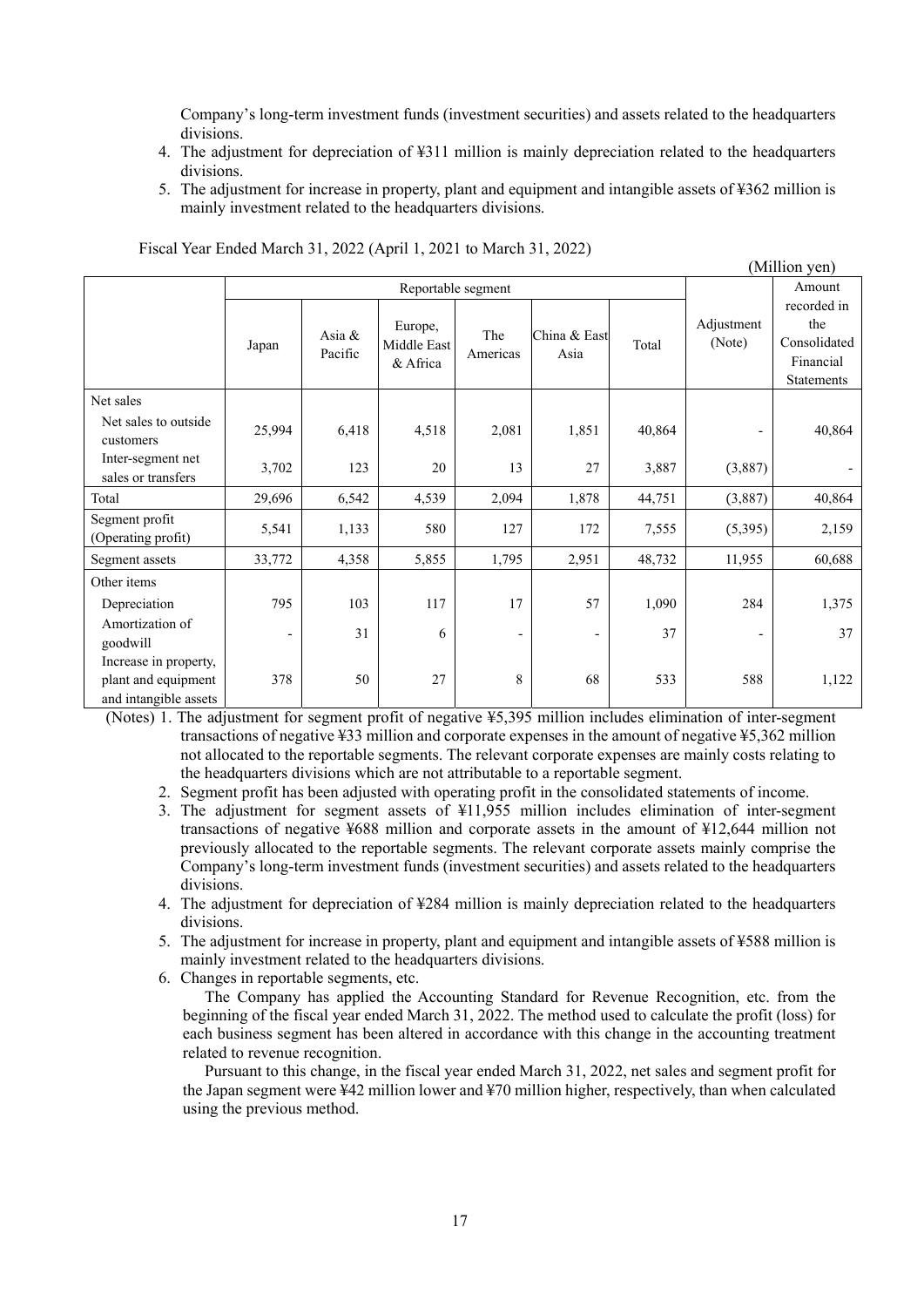Company's long-term investment funds (investment securities) and assets related to the headquarters divisions.

4. The adjustment for depreciation of ¥311 million is mainly depreciation related to the headquarters divisions.
5. The adjustment for increase in property, plant and equipment and intangible assets of ¥362 million is mainly investment related to the headquarters divisions.

Fiscal Year Ended March 31, 2022 (April 1, 2021 to March 31, 2022)

(Million yen)

| | Reportable segment | | | | | | Adjustment (Note) | Amount recorded in the Consolidated Financial Statements |
|---|---|---|---|---|---|---|---|---|
| | Japan | Asia & Pacific | Europe, Middle East & Africa | The Americas | China & East Asia | Total | | |
| Net sales | | | | | | | | |
| Net sales to outside customers | 25,994 | 6,418 | 4,518 | 2,081 | 1,851 | 40,864 | - | 40,864 |
| Inter-segment net sales or transfers | 3,702 | 123 | 20 | 13 | 27 | 3,887 | (3,887) | - |
| Total | 29,696 | 6,542 | 4,539 | 2,094 | 1,878 | 44,751 | (3,887) | 40,864 |
| Segment profit (Operating profit) | 5,541 | 1,133 | 580 | 127 | 172 | 7,555 | (5,395) | 2,159 |
| Segment assets | 33,772 | 4,358 | 5,855 | 1,795 | 2,951 | 48,732 | 11,955 | 60,688 |
| Other items | | | | | | | | |
| Depreciation | 795 | 103 | 117 | 17 | 57 | 1,090 | 284 | 1,375 |
| Amortization of goodwill | - | 31 | 6 | - | - | 37 | - | 37 |
| Increase in property, plant and equipment and intangible assets | 378 | 50 | 27 | 8 | 68 | 533 | 588 | 1,122 |

(Notes) 1. The adjustment for segment profit of negative ¥5,395 million includes elimination of inter-segment transactions of negative ¥33 million and corporate expenses in the amount of negative ¥5,362 million not allocated to the reportable segments. The relevant corporate expenses are mainly costs relating to the headquarters divisions which are not attributable to a reportable segment.

2. Segment profit has been adjusted with operating profit in the consolidated statements of income.
3. The adjustment for segment assets of ¥11,955 million includes elimination of inter-segment transactions of negative ¥688 million and corporate assets in the amount of ¥12,644 million not previously allocated to the reportable segments. The relevant corporate assets mainly comprise the Company's long-term investment funds (investment securities) and assets related to the headquarters divisions.
4. The adjustment for depreciation of ¥284 million is mainly depreciation related to the headquarters divisions.
5. The adjustment for increase in property, plant and equipment and intangible assets of ¥588 million is mainly investment related to the headquarters divisions.
6. Changes in reportable segments, etc.

   The Company has applied the Accounting Standard for Revenue Recognition, etc. from the beginning of the fiscal year ended March 31, 2022. The method used to calculate the profit (loss) for each business segment has been altered in accordance with this change in the accounting treatment related to revenue recognition.

   Pursuant to this change, in the fiscal year ended March 31, 2022, net sales and segment profit for the Japan segment were ¥42 million lower and ¥70 million higher, respectively, than when calculated using the previous method.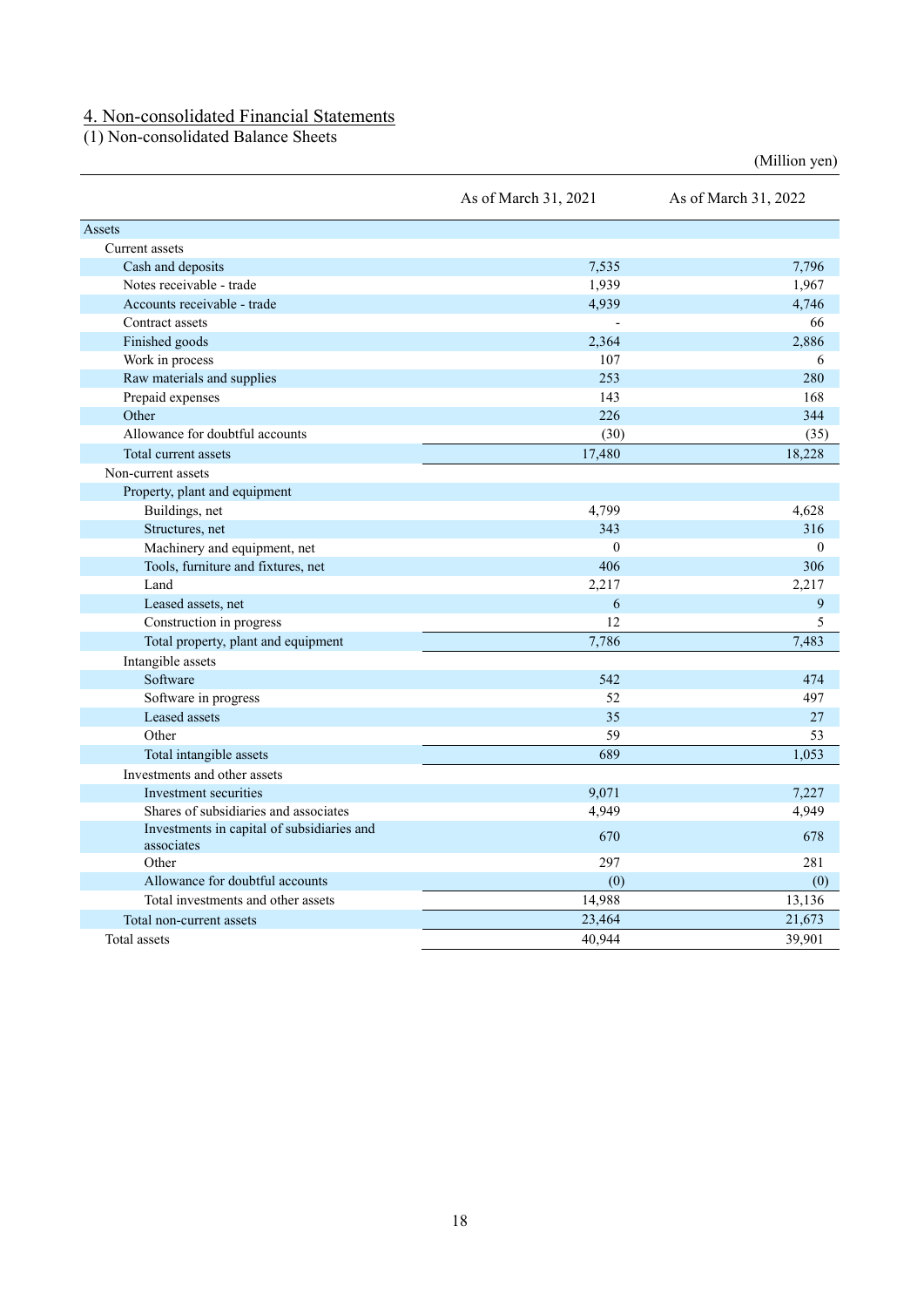## 4. Non-consolidated Financial Statements

### (1) Non-consolidated Balance Sheets

(Million yen)

| | As of March 31, 2021 | As of March 31, 2022 |
|---|---|---|
| Assets | | |
| Current assets | | |
| Cash and deposits | 7,535 | 7,796 |
| Notes receivable - trade | 1,939 | 1,967 |
| Accounts receivable - trade | 4,939 | 4,746 |
| Contract assets | - | 66 |
| Finished goods | 2,364 | 2,886 |
| Work in process | 107 | 6 |
| Raw materials and supplies | 253 | 280 |
| Prepaid expenses | 143 | 168 |
| Other | 226 | 344 |
| Allowance for doubtful accounts | (30) | (35) |
| Total current assets | 17,480 | 18,228 |
| Non-current assets | | |
| Property, plant and equipment | | |
| Buildings, net | 4,799 | 4,628 |
| Structures, net | 343 | 316 |
| Machinery and equipment, net | 0 | 0 |
| Tools, furniture and fixtures, net | 406 | 306 |
| Land | 2,217 | 2,217 |
| Leased assets, net | 6 | 9 |
| Construction in progress | 12 | 5 |
| Total property, plant and equipment | 7,786 | 7,483 |
| Intangible assets | | |
| Software | 542 | 474 |
| Software in progress | 52 | 497 |
| Leased assets | 35 | 27 |
| Other | 59 | 53 |
| Total intangible assets | 689 | 1,053 |
| Investments and other assets | | |
| Investment securities | 9,071 | 7,227 |
| Shares of subsidiaries and associates | 4,949 | 4,949 |
| Investments in capital of subsidiaries and associates | 670 | 678 |
| Other | 297 | 281 |
| Allowance for doubtful accounts | (0) | (0) |
| Total investments and other assets | 14,988 | 13,136 |
| Total non-current assets | 23,464 | 21,673 |
| Total assets | 40,944 | 39,901 |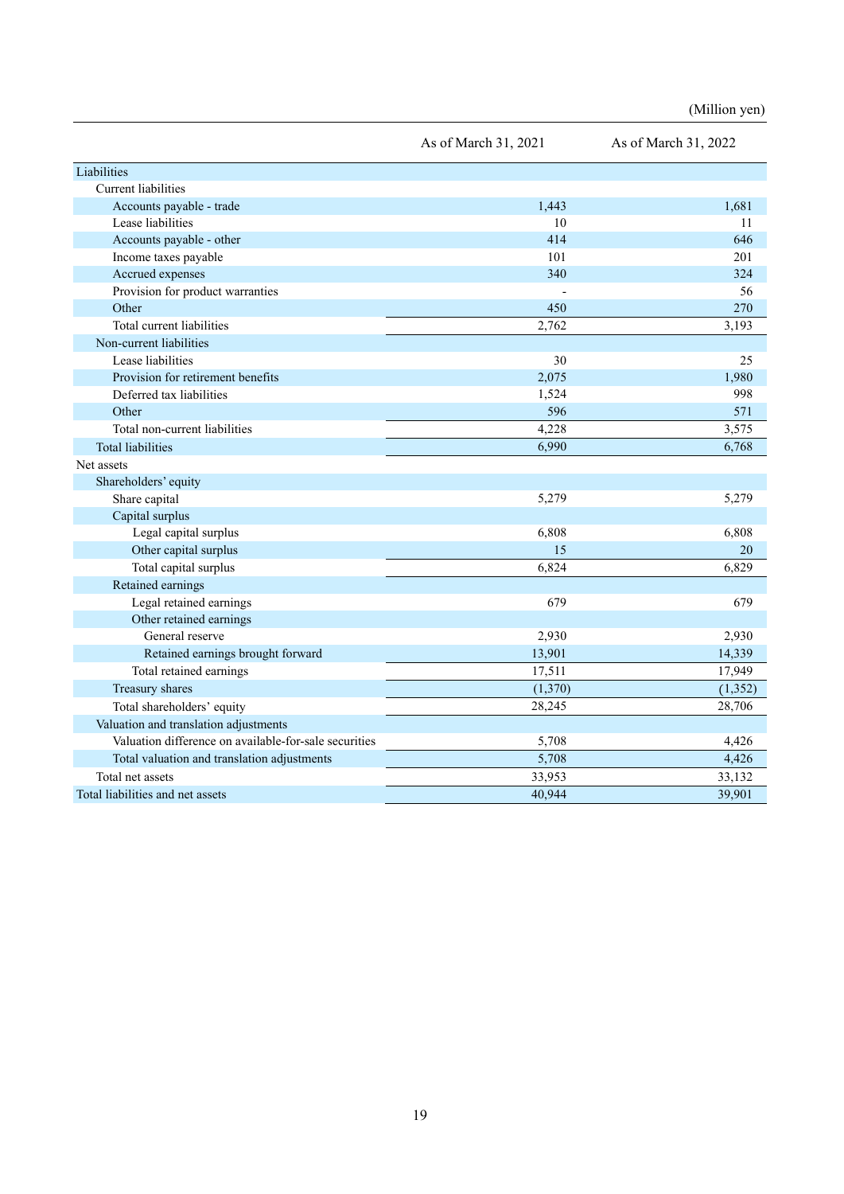(Million yen)

| | As of March 31, 2021 | As of March 31, 2022 |
|---|---|---|
| Liabilities | | |
| Current liabilities | | |
| Accounts payable - trade | 1,443 | 1,681 |
| Lease liabilities | 10 | 11 |
| Accounts payable - other | 414 | 646 |
| Income taxes payable | 101 | 201 |
| Accrued expenses | 340 | 324 |
| Provision for product warranties | - | 56 |
| Other | 450 | 270 |
| Total current liabilities | 2,762 | 3,193 |
| Non-current liabilities | | |
| Lease liabilities | 30 | 25 |
| Provision for retirement benefits | 2,075 | 1,980 |
| Deferred tax liabilities | 1,524 | 998 |
| Other | 596 | 571 |
| Total non-current liabilities | 4,228 | 3,575 |
| Total liabilities | 6,990 | 6,768 |
| Net assets | | |
| Shareholders' equity | | |
| Share capital | 5,279 | 5,279 |
| Capital surplus | | |
| Legal capital surplus | 6,808 | 6,808 |
| Other capital surplus | 15 | 20 |
| Total capital surplus | 6,824 | 6,829 |
| Retained earnings | | |
| Legal retained earnings | 679 | 679 |
| Other retained earnings | | |
| General reserve | 2,930 | 2,930 |
| Retained earnings brought forward | 13,901 | 14,339 |
| Total retained earnings | 17,511 | 17,949 |
| Treasury shares | (1,370) | (1,352) |
| Total shareholders' equity | 28,245 | 28,706 |
| Valuation and translation adjustments | | |
| Valuation difference on available-for-sale securities | 5,708 | 4,426 |
| Total valuation and translation adjustments | 5,708 | 4,426 |
| Total net assets | 33,953 | 33,132 |
| Total liabilities and net assets | 40,944 | 39,901 |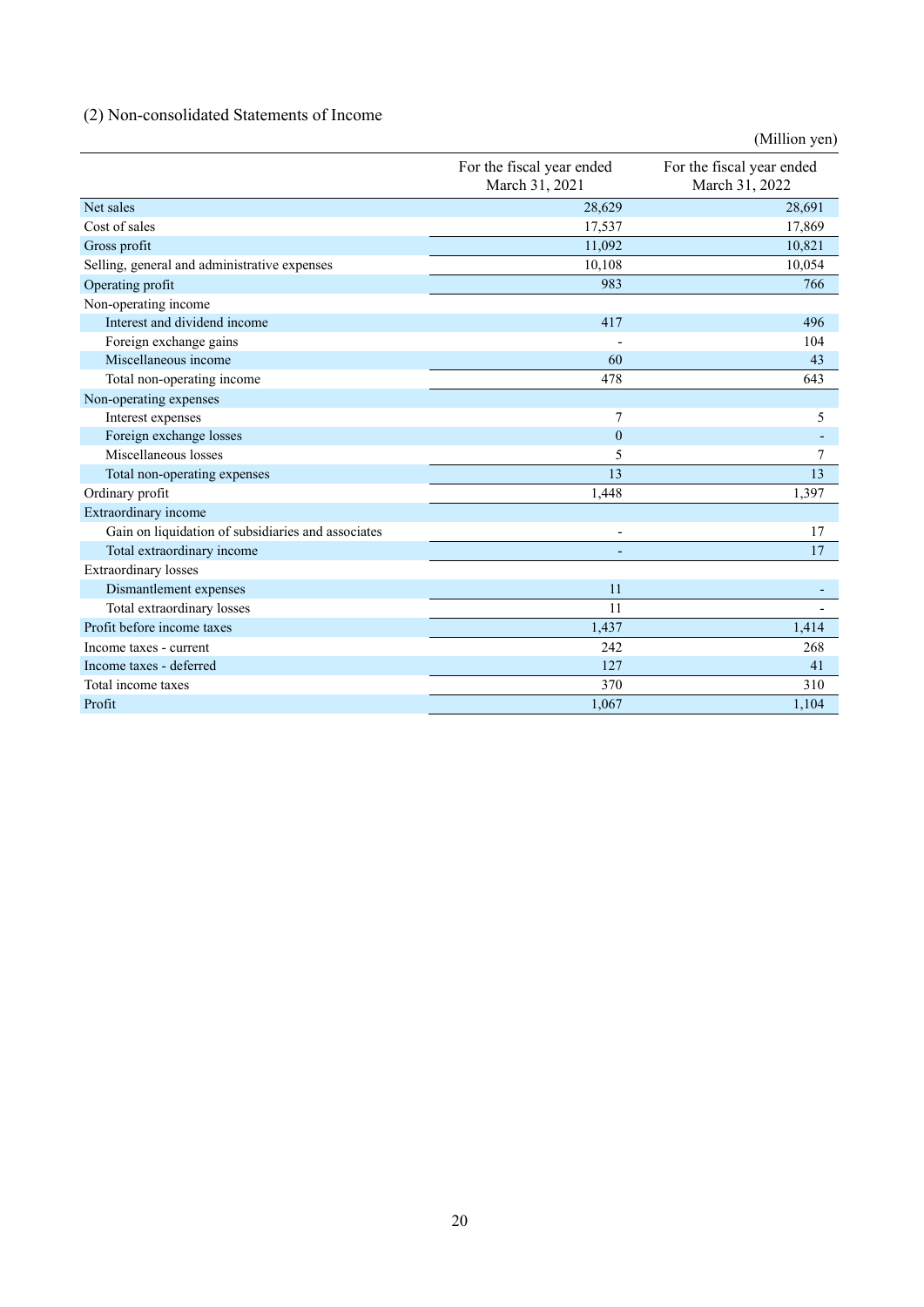## (2) Non-consolidated Statements of Income

(Million yen)

| | For the fiscal year ended March 31, 2021 | For the fiscal year ended March 31, 2022 |
|---|---|---|
| Net sales | 28,629 | 28,691 |
| Cost of sales | 17,537 | 17,869 |
| Gross profit | 11,092 | 10,821 |
| Selling, general and administrative expenses | 10,108 | 10,054 |
| Operating profit | 983 | 766 |
| Non-operating income | | |
| Interest and dividend income | 417 | 496 |
| Foreign exchange gains | - | 104 |
| Miscellaneous income | 60 | 43 |
| Total non-operating income | 478 | 643 |
| Non-operating expenses | | |
| Interest expenses | 7 | 5 |
| Foreign exchange losses | 0 | - |
| Miscellaneous losses | 5 | 7 |
| Total non-operating expenses | 13 | 13 |
| Ordinary profit | 1,448 | 1,397 |
| Extraordinary income | | |
| Gain on liquidation of subsidiaries and associates | - | 17 |
| Total extraordinary income | - | 17 |
| Extraordinary losses | | |
| Dismantlement expenses | 11 | - |
| Total extraordinary losses | 11 | - |
| Profit before income taxes | 1,437 | 1,414 |
| Income taxes - current | 242 | 268 |
| Income taxes - deferred | 127 | 41 |
| Total income taxes | 370 | 310 |
| Profit | 1,067 | 1,104 |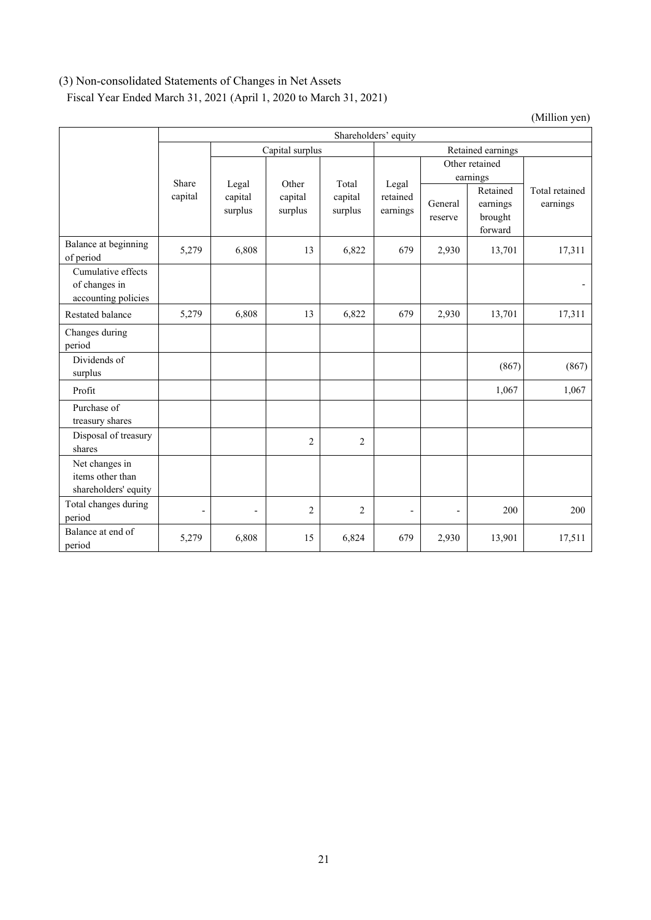### (3) Non-consolidated Statements of Changes in Net Assets

Fiscal Year Ended March 31, 2021 (April 1, 2020 to March 31, 2021)

(Million yen)

| | Shareholders' equity | | | | | | | |
|---|---|---|---|---|---|---|---|---|
| | Share capital | Capital surplus | | | Retained earnings | | | |
| | | Legal capital surplus | Other capital surplus | Total capital surplus | Legal retained earnings | Other retained earnings | | Total retained earnings |
| | | | | | | General reserve | Retained earnings brought forward | |
| Balance at beginning of period | 5,279 | 6,808 | 13 | 6,822 | 679 | 2,930 | 13,701 | 17,311 |
| Cumulative effects of changes in accounting policies | | | | | | | | - |
| Restated balance | 5,279 | 6,808 | 13 | 6,822 | 679 | 2,930 | 13,701 | 17,311 |
| Changes during period | | | | | | | | |
| Dividends of surplus | | | | | | | (867) | (867) |
| Profit | | | | | | | 1,067 | 1,067 |
| Purchase of treasury shares | | | | | | | | |
| Disposal of treasury shares | | | 2 | 2 | | | | |
| Net changes in items other than shareholders' equity | | | | | | | | |
| Total changes during period | - | - | 2 | 2 | - | - | 200 | 200 |
| Balance at end of period | 5,279 | 6,808 | 15 | 6,824 | 679 | 2,930 | 13,901 | 17,511 |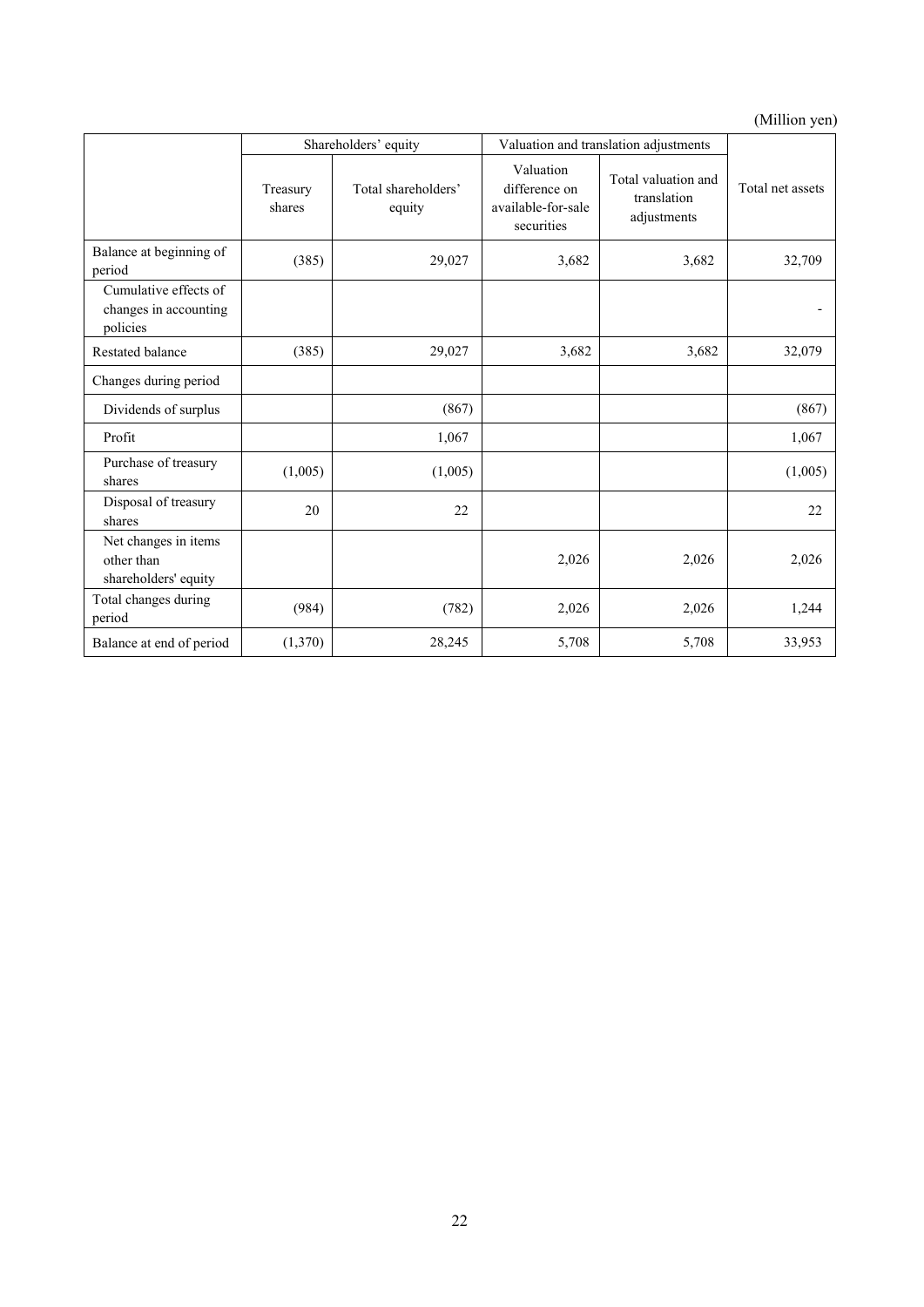(Million yen)

| | Shareholders' equity | | Valuation and translation adjustments | | |
|---|---|---|---|---|---|
| | Treasury shares | Total shareholders' equity | Valuation difference on available-for-sale securities | Total valuation and translation adjustments | Total net assets |
| Balance at beginning of period | (385) | 29,027 | 3,682 | 3,682 | 32,709 |
| Cumulative effects of changes in accounting policies | | | | | - |
| Restated balance | (385) | 29,027 | 3,682 | 3,682 | 32,079 |
| Changes during period | | | | | |
| Dividends of surplus | | (867) | | | (867) |
| Profit | | 1,067 | | | 1,067 |
| Purchase of treasury shares | (1,005) | (1,005) | | | (1,005) |
| Disposal of treasury shares | 20 | 22 | | | 22 |
| Net changes in items other than shareholders' equity | | | 2,026 | 2,026 | 2,026 |
| Total changes during period | (984) | (782) | 2,026 | 2,026 | 1,244 |
| Balance at end of period | (1,370) | 28,245 | 5,708 | 5,708 | 33,953 |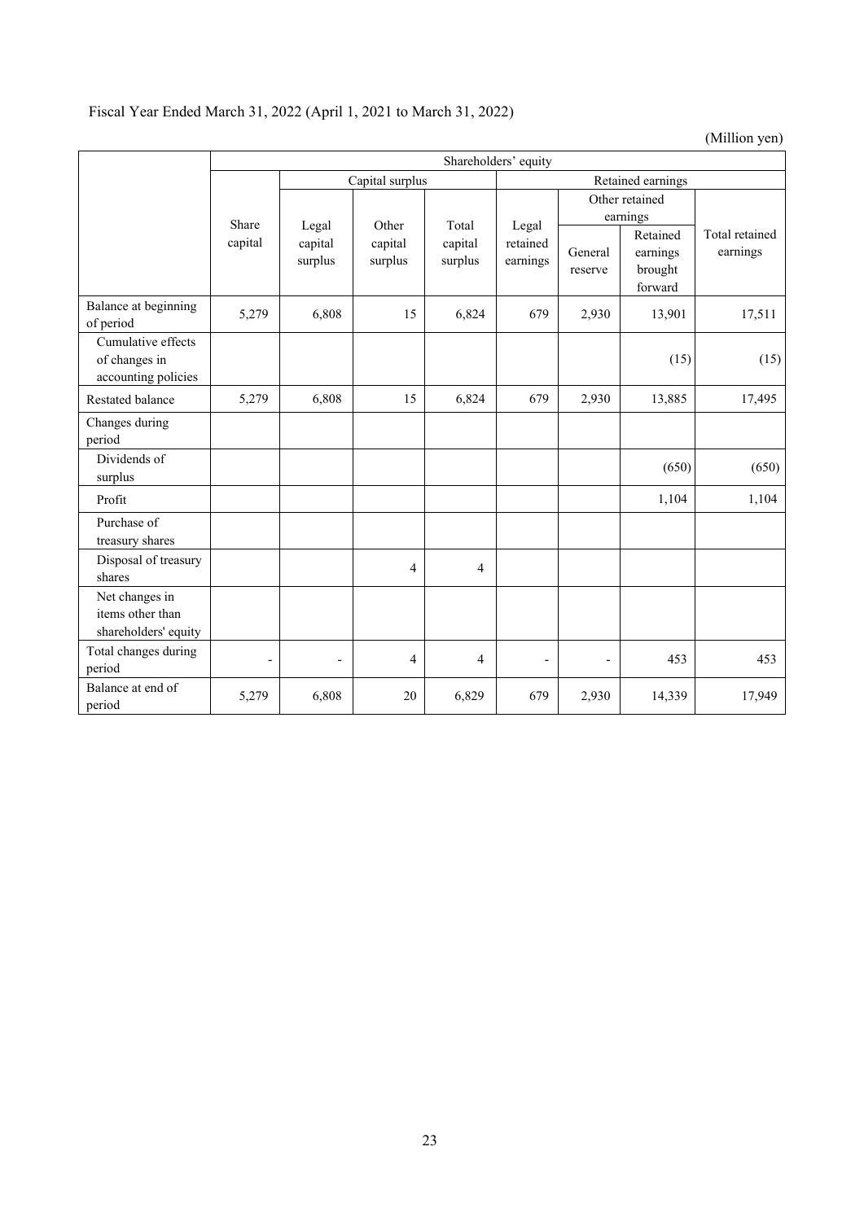Fiscal Year Ended March 31, 2022 (April 1, 2021 to March 31, 2022)

(Million yen)

| | Shareholders' equity | | | | | | | |
|---|---|---|---|---|---|---|---|---|
| | | Capital surplus | | | Retained earnings | | | |
| | | | | | | Other retained earnings | | |
| | Share capital | Legal capital surplus | Other capital surplus | Total capital surplus | Legal retained earnings | General reserve | Retained earnings brought forward | Total retained earnings |
| Balance at beginning of period | 5,279 | 6,808 | 15 | 6,824 | 679 | 2,930 | 13,901 | 17,511 |
| Cumulative effects of changes in accounting policies | | | | | | | (15) | (15) |
| Restated balance | 5,279 | 6,808 | 15 | 6,824 | 679 | 2,930 | 13,885 | 17,495 |
| Changes during period | | | | | | | | |
| Dividends of surplus | | | | | | | (650) | (650) |
| Profit | | | | | | | 1,104 | 1,104 |
| Purchase of treasury shares | | | | | | | | |
| Disposal of treasury shares | | | 4 | 4 | | | | |
| Net changes in items other than shareholders' equity | | | | | | | | |
| Total changes during period | - | - | 4 | 4 | - | - | 453 | 453 |
| Balance at end of period | 5,279 | 6,808 | 20 | 6,829 | 679 | 2,930 | 14,339 | 17,949 |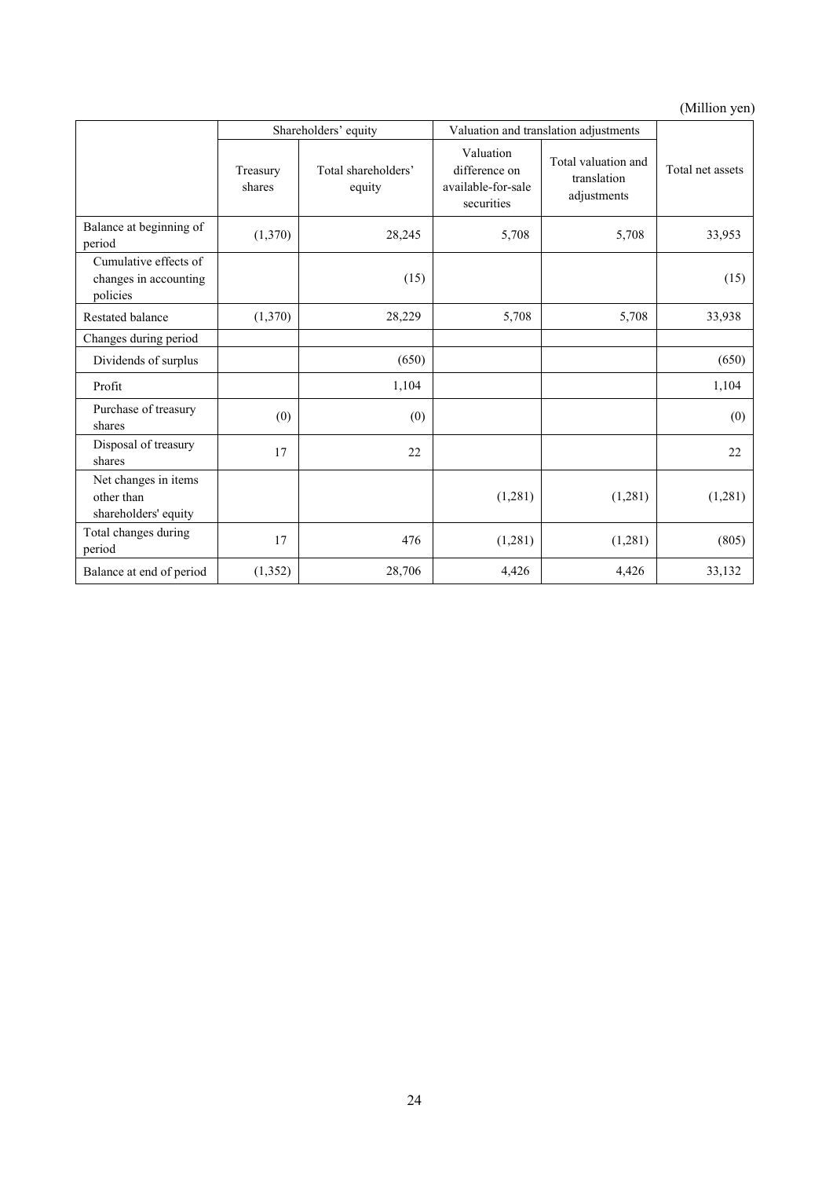(Million yen)

| | Shareholders' equity | | Valuation and translation adjustments | | |
|---|---|---|---|---|---|
| | Treasury shares | Total shareholders' equity | Valuation difference on available-for-sale securities | Total valuation and translation adjustments | Total net assets |
| Balance at beginning of period | (1,370) | 28,245 | 5,708 | 5,708 | 33,953 |
| Cumulative effects of changes in accounting policies | | (15) | | | (15) |
| Restated balance | (1,370) | 28,229 | 5,708 | 5,708 | 33,938 |
| Changes during period | | | | | |
| Dividends of surplus | | (650) | | | (650) |
| Profit | | 1,104 | | | 1,104 |
| Purchase of treasury shares | (0) | (0) | | | (0) |
| Disposal of treasury shares | 17 | 22 | | | 22 |
| Net changes in items other than shareholders' equity | | | (1,281) | (1,281) | (1,281) |
| Total changes during period | 17 | 476 | (1,281) | (1,281) | (805) |
| Balance at end of period | (1,352) | 28,706 | 4,426 | 4,426 | 33,132 |